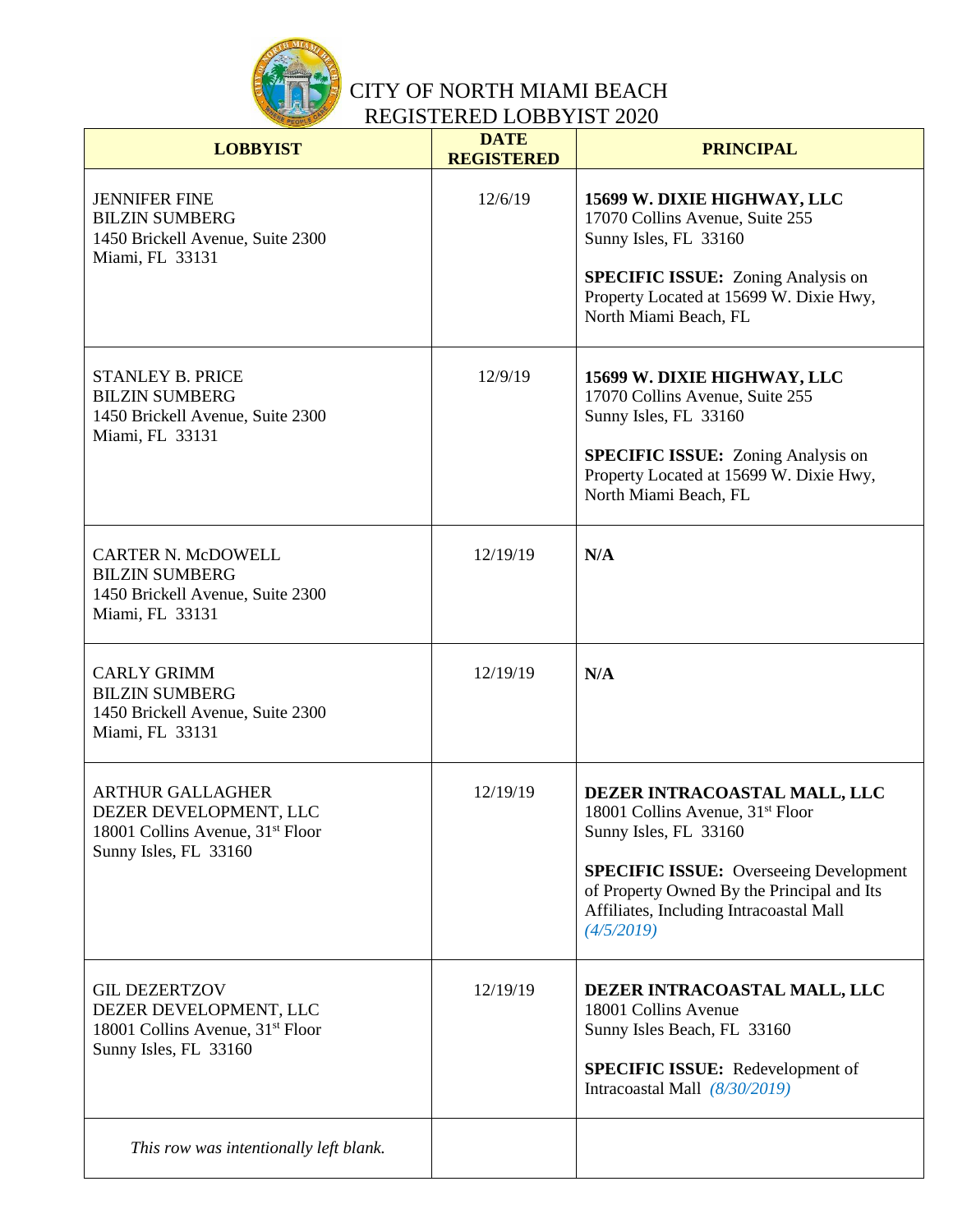# CITY OF NORTH MIAMI BEACH
## REGISTERED LOBBYIST 2020

| LOBBYIST | DATE REGISTERED | PRINCIPAL |
|---|---|---|
| JENNIFER FINE<br>BILZIN SUMBERG<br>1450 Brickell Avenue, Suite 2300<br>Miami, FL 33131 | 12/6/19 | **15699 W. DIXIE HIGHWAY, LLC**<br>17070 Collins Avenue, Suite 255<br>Sunny Isles, FL 33160<br><br>**SPECIFIC ISSUE:** Zoning Analysis on Property Located at 15699 W. Dixie Hwy, North Miami Beach, FL |
| STANLEY B. PRICE<br>BILZIN SUMBERG<br>1450 Brickell Avenue, Suite 2300<br>Miami, FL 33131 | 12/9/19 | **15699 W. DIXIE HIGHWAY, LLC**<br>17070 Collins Avenue, Suite 255<br>Sunny Isles, FL 33160<br><br>**SPECIFIC ISSUE:** Zoning Analysis on Property Located at 15699 W. Dixie Hwy, North Miami Beach, FL |
| CARTER N. McDOWELL<br>BILZIN SUMBERG<br>1450 Brickell Avenue, Suite 2300<br>Miami, FL 33131 | 12/19/19 | **N/A** |
| CARLY GRIMM<br>BILZIN SUMBERG<br>1450 Brickell Avenue, Suite 2300<br>Miami, FL 33131 | 12/19/19 | **N/A** |
| ARTHUR GALLAGHER<br>DEZER DEVELOPMENT, LLC<br>18001 Collins Avenue, 31st Floor<br>Sunny Isles, FL 33160 | 12/19/19 | **DEZER INTRACOASTAL MALL, LLC**<br>18001 Collins Avenue, 31st Floor<br>Sunny Isles, FL 33160<br><br>**SPECIFIC ISSUE:** Overseeing Development of Property Owned By the Principal and Its Affiliates, Including Intracoastal Mall *(4/5/2019)* |
| GIL DEZERTZOV<br>DEZER DEVELOPMENT, LLC<br>18001 Collins Avenue, 31st Floor<br>Sunny Isles, FL 33160 | 12/19/19 | **DEZER INTRACOASTAL MALL, LLC**<br>18001 Collins Avenue<br>Sunny Isles Beach, FL 33160<br><br>**SPECIFIC ISSUE:** Redevelopment of Intracoastal Mall *(8/30/2019)* |
| *This row was intentionally left blank.* | | |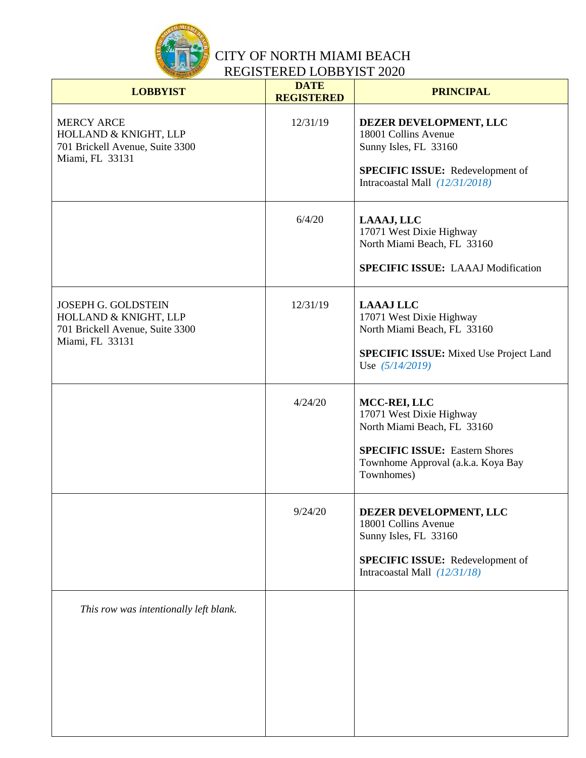# CITY OF NORTH MIAMI BEACH
# REGISTERED LOBBYIST 2020

| LOBBYIST | DATE REGISTERED | PRINCIPAL |
|---|---|---|
| MERCY ARCE<br>HOLLAND & KNIGHT, LLP<br>701 Brickell Avenue, Suite 3300<br>Miami, FL 33131 | 12/31/19 | **DEZER DEVELOPMENT, LLC**<br>18001 Collins Avenue<br>Sunny Isles, FL 33160<br><br>**SPECIFIC ISSUE:** Redevelopment of Intracoastal Mall *(12/31/2018)* |
| | 6/4/20 | **LAAAJ, LLC**<br>17071 West Dixie Highway<br>North Miami Beach, FL 33160<br><br>**SPECIFIC ISSUE:** LAAAJ Modification |
| JOSEPH G. GOLDSTEIN<br>HOLLAND & KNIGHT, LLP<br>701 Brickell Avenue, Suite 3300<br>Miami, FL 33131 | 12/31/19 | **LAAAJ LLC**<br>17071 West Dixie Highway<br>North Miami Beach, FL 33160<br><br>**SPECIFIC ISSUE:** Mixed Use Project Land Use *(5/14/2019)* |
| | 4/24/20 | **MCC-REI, LLC**<br>17071 West Dixie Highway<br>North Miami Beach, FL 33160<br><br>**SPECIFIC ISSUE:** Eastern Shores Townhome Approval (a.k.a. Koya Bay Townhomes) |
| | 9/24/20 | **DEZER DEVELOPMENT, LLC**<br>18001 Collins Avenue<br>Sunny Isles, FL 33160<br><br>**SPECIFIC ISSUE:** Redevelopment of Intracoastal Mall *(12/31/18)* |
| *This row was intentionally left blank.* | | |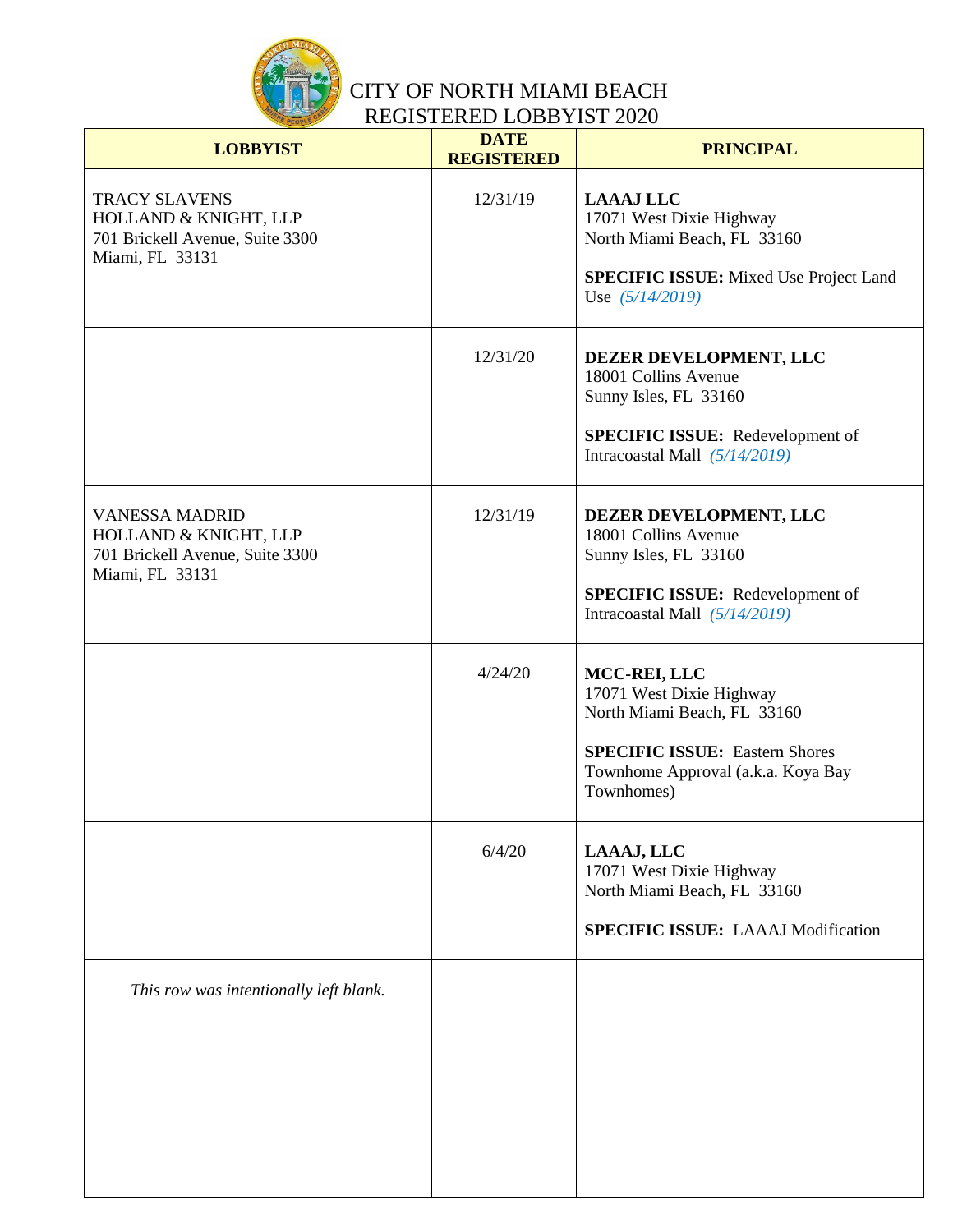# CITY OF NORTH MIAMI BEACH
# REGISTERED LOBBYIST 2020

| LOBBYIST | DATE REGISTERED | PRINCIPAL |
|---|---|---|
| TRACY SLAVENS<br>HOLLAND & KNIGHT, LLP<br>701 Brickell Avenue, Suite 3300<br>Miami, FL 33131 | 12/31/19 | **LAAAJ LLC**<br>17071 West Dixie Highway<br>North Miami Beach, FL 33160<br><br>**SPECIFIC ISSUE:** Mixed Use Project Land Use *(5/14/2019)* |
| | 12/31/20 | **DEZER DEVELOPMENT, LLC**<br>18001 Collins Avenue<br>Sunny Isles, FL 33160<br><br>**SPECIFIC ISSUE:** Redevelopment of Intracoastal Mall *(5/14/2019)* |
| VANESSA MADRID<br>HOLLAND & KNIGHT, LLP<br>701 Brickell Avenue, Suite 3300<br>Miami, FL 33131 | 12/31/19 | **DEZER DEVELOPMENT, LLC**<br>18001 Collins Avenue<br>Sunny Isles, FL 33160<br><br>**SPECIFIC ISSUE:** Redevelopment of Intracoastal Mall *(5/14/2019)* |
| | 4/24/20 | **MCC-REI, LLC**<br>17071 West Dixie Highway<br>North Miami Beach, FL 33160<br><br>**SPECIFIC ISSUE:** Eastern Shores Townhome Approval (a.k.a. Koya Bay Townhomes) |
| | 6/4/20 | **LAAAJ, LLC**<br>17071 West Dixie Highway<br>North Miami Beach, FL 33160<br><br>**SPECIFIC ISSUE:** LAAAJ Modification |
| *This row was intentionally left blank.* | | |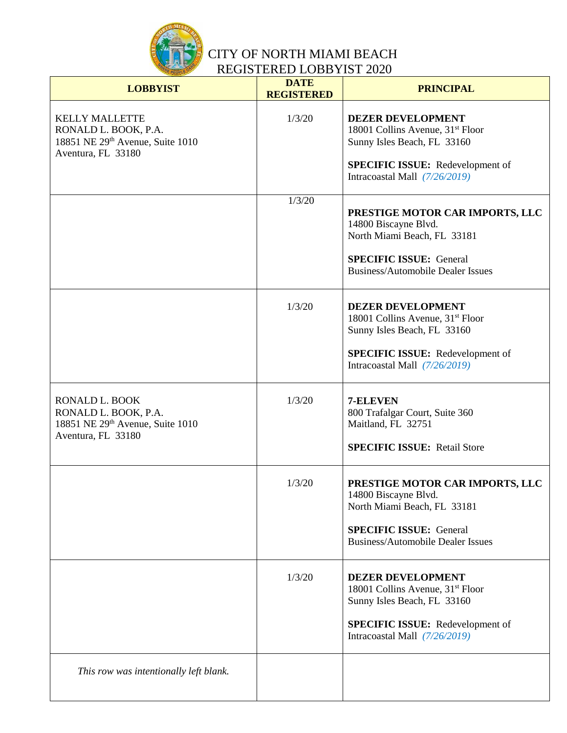CITY OF NORTH MIAMI BEACH
REGISTERED LOBBYIST 2020

| LOBBYIST | DATE REGISTERED | PRINCIPAL |
|---|---|---|
| KELLY MALLETTE<br>RONALD L. BOOK, P.A.<br>18851 NE 29th Avenue, Suite 1010<br>Aventura, FL 33180 | 1/3/20 | **DEZER DEVELOPMENT**<br>18001 Collins Avenue, 31st Floor<br>Sunny Isles Beach, FL 33160<br><br>**SPECIFIC ISSUE:** Redevelopment of Intracoastal Mall *(7/26/2019)* |
| | 1/3/20 | **PRESTIGE MOTOR CAR IMPORTS, LLC**<br>14800 Biscayne Blvd.<br>North Miami Beach, FL 33181<br><br>**SPECIFIC ISSUE:** General Business/Automobile Dealer Issues |
| | 1/3/20 | **DEZER DEVELOPMENT**<br>18001 Collins Avenue, 31st Floor<br>Sunny Isles Beach, FL 33160<br><br>**SPECIFIC ISSUE:** Redevelopment of Intracoastal Mall *(7/26/2019)* |
| RONALD L. BOOK<br>RONALD L. BOOK, P.A.<br>18851 NE 29th Avenue, Suite 1010<br>Aventura, FL 33180 | 1/3/20 | **7-ELEVEN**<br>800 Trafalgar Court, Suite 360<br>Maitland, FL 32751<br><br>**SPECIFIC ISSUE:** Retail Store |
| | 1/3/20 | **PRESTIGE MOTOR CAR IMPORTS, LLC**<br>14800 Biscayne Blvd.<br>North Miami Beach, FL 33181<br><br>**SPECIFIC ISSUE:** General Business/Automobile Dealer Issues |
| | 1/3/20 | **DEZER DEVELOPMENT**<br>18001 Collins Avenue, 31st Floor<br>Sunny Isles Beach, FL 33160<br><br>**SPECIFIC ISSUE:** Redevelopment of Intracoastal Mall *(7/26/2019)* |
| *This row was intentionally left blank.* | | |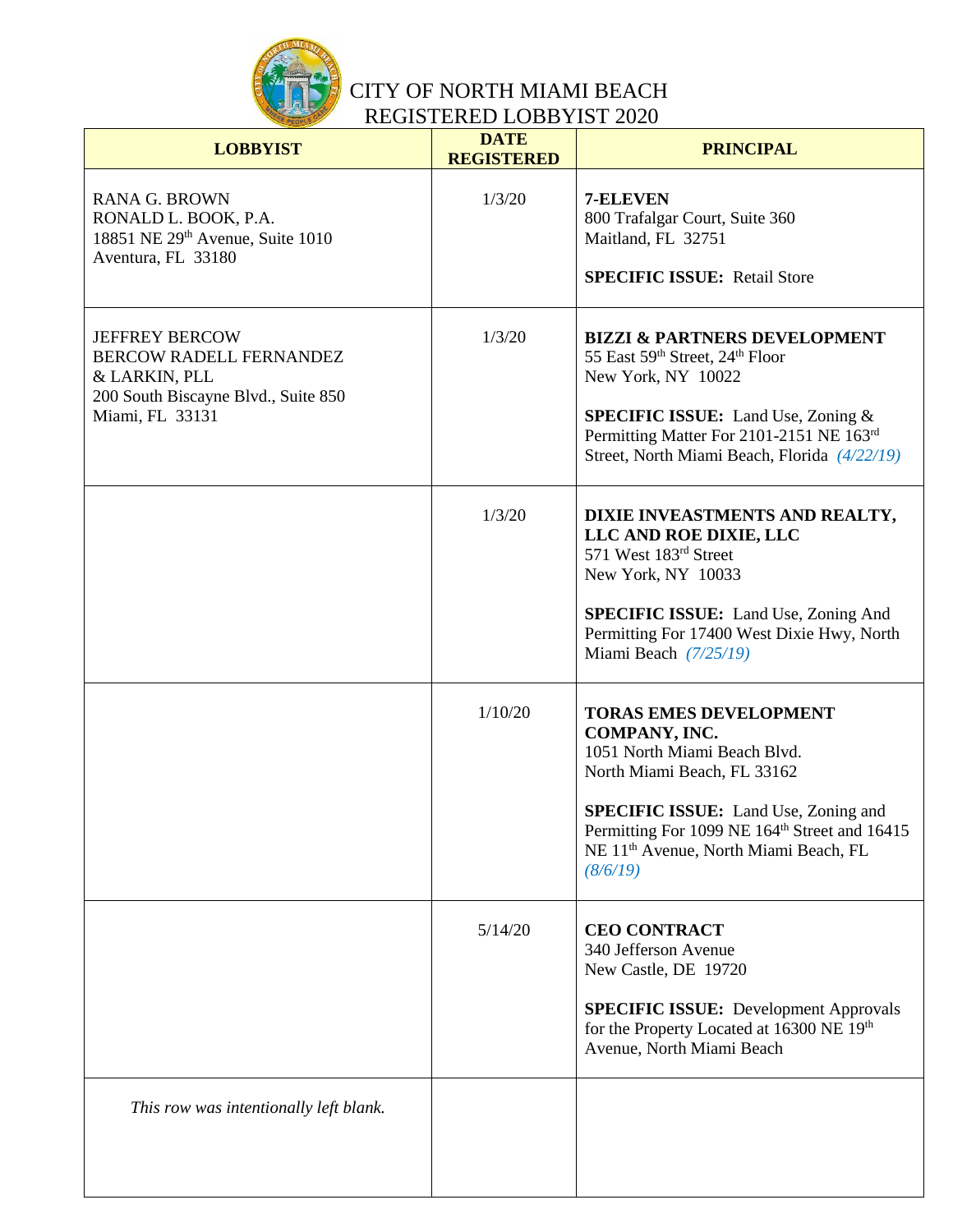CITY OF NORTH MIAMI BEACH
REGISTERED LOBBYIST 2020

| LOBBYIST | DATE REGISTERED | PRINCIPAL |
|---|---|---|
| RANA G. BROWN<br>RONALD L. BOOK, P.A.<br>18851 NE 29th Avenue, Suite 1010<br>Aventura, FL 33180 | 1/3/20 | **7-ELEVEN**<br>800 Trafalgar Court, Suite 360<br>Maitland, FL 32751<br><br>**SPECIFIC ISSUE:** Retail Store |
| JEFFREY BERCOW<br>BERCOW RADELL FERNANDEZ & LARKIN, PLL<br>200 South Biscayne Blvd., Suite 850<br>Miami, FL 33131 | 1/3/20 | **BIZZI & PARTNERS DEVELOPMENT**<br>55 East 59th Street, 24th Floor<br>New York, NY 10022<br><br>**SPECIFIC ISSUE:** Land Use, Zoning & Permitting Matter For 2101-2151 NE 163rd Street, North Miami Beach, Florida *(4/22/19)* |
| | 1/3/20 | **DIXIE INVEASTMENTS AND REALTY, LLC AND ROE DIXIE, LLC**<br>571 West 183rd Street<br>New York, NY 10033<br><br>**SPECIFIC ISSUE:** Land Use, Zoning And Permitting For 17400 West Dixie Hwy, North Miami Beach *(7/25/19)* |
| | 1/10/20 | **TORAS EMES DEVELOPMENT COMPANY, INC.**<br>1051 North Miami Beach Blvd.<br>North Miami Beach, FL 33162<br><br>**SPECIFIC ISSUE:** Land Use, Zoning and Permitting For 1099 NE 164th Street and 16415 NE 11th Avenue, North Miami Beach, FL *(8/6/19)* |
| | 5/14/20 | **CEO CONTRACT**<br>340 Jefferson Avenue<br>New Castle, DE 19720<br><br>**SPECIFIC ISSUE:** Development Approvals for the Property Located at 16300 NE 19th Avenue, North Miami Beach |
| *This row was intentionally left blank.* | | |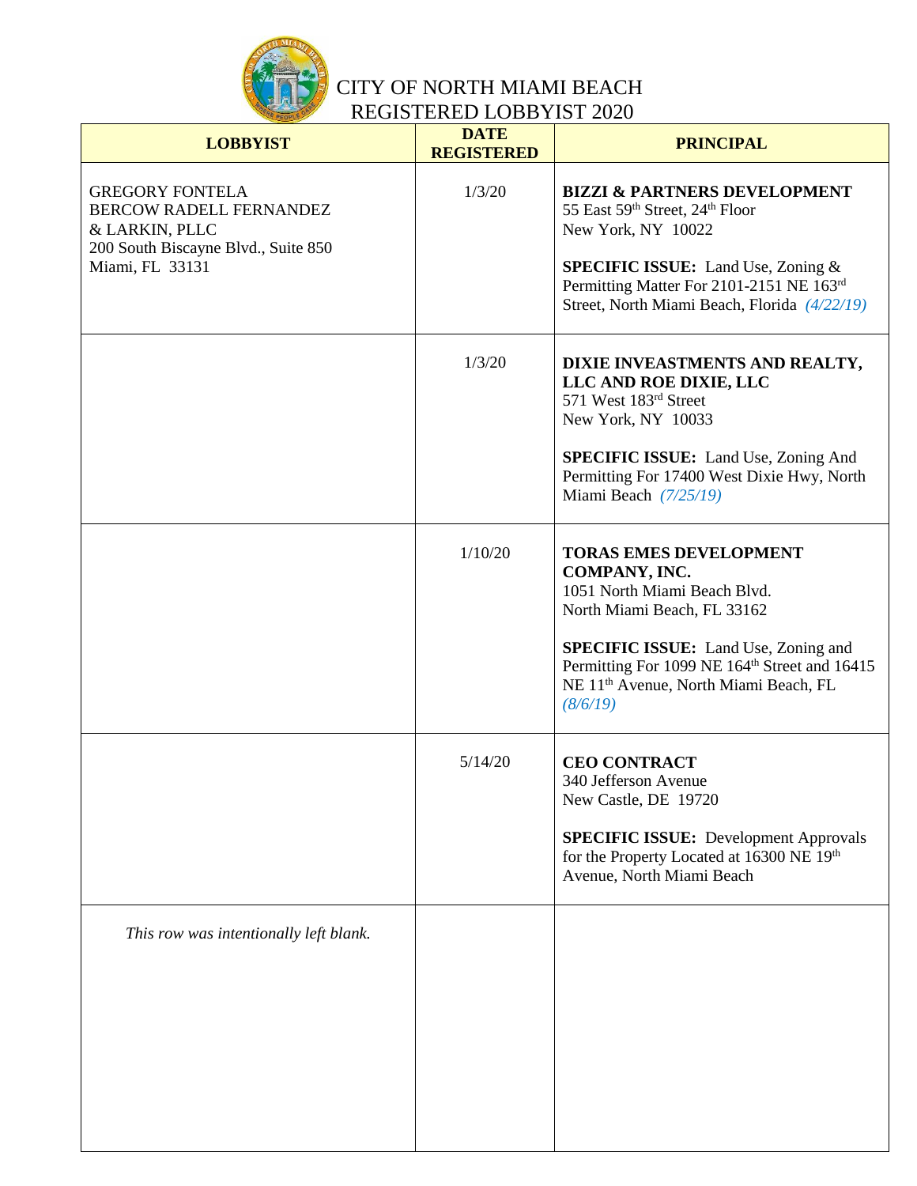# CITY OF NORTH MIAMI BEACH
## REGISTERED LOBBYIST 2020

| LOBBYIST | DATE REGISTERED | PRINCIPAL |
|---|---|---|
| GREGORY FONTELA<br>BERCOW RADELL FERNANDEZ & LARKIN, PLLC<br>200 South Biscayne Blvd., Suite 850<br>Miami, FL 33131 | 1/3/20 | **BIZZI & PARTNERS DEVELOPMENT**<br>55 East 59th Street, 24th Floor<br>New York, NY 10022<br><br>**SPECIFIC ISSUE:** Land Use, Zoning & Permitting Matter For 2101-2151 NE 163rd Street, North Miami Beach, Florida *(4/22/19)* |
| | 1/3/20 | **DIXIE INVEASTMENTS AND REALTY, LLC AND ROE DIXIE, LLC**<br>571 West 183rd Street<br>New York, NY 10033<br><br>**SPECIFIC ISSUE:** Land Use, Zoning And Permitting For 17400 West Dixie Hwy, North Miami Beach *(7/25/19)* |
| | 1/10/20 | **TORAS EMES DEVELOPMENT COMPANY, INC.**<br>1051 North Miami Beach Blvd.<br>North Miami Beach, FL 33162<br><br>**SPECIFIC ISSUE:** Land Use, Zoning and Permitting For 1099 NE 164th Street and 16415 NE 11th Avenue, North Miami Beach, FL *(8/6/19)* |
| | 5/14/20 | **CEO CONTRACT**<br>340 Jefferson Avenue<br>New Castle, DE 19720<br><br>**SPECIFIC ISSUE:** Development Approvals for the Property Located at 16300 NE 19th Avenue, North Miami Beach |
| *This row was intentionally left blank.* | | |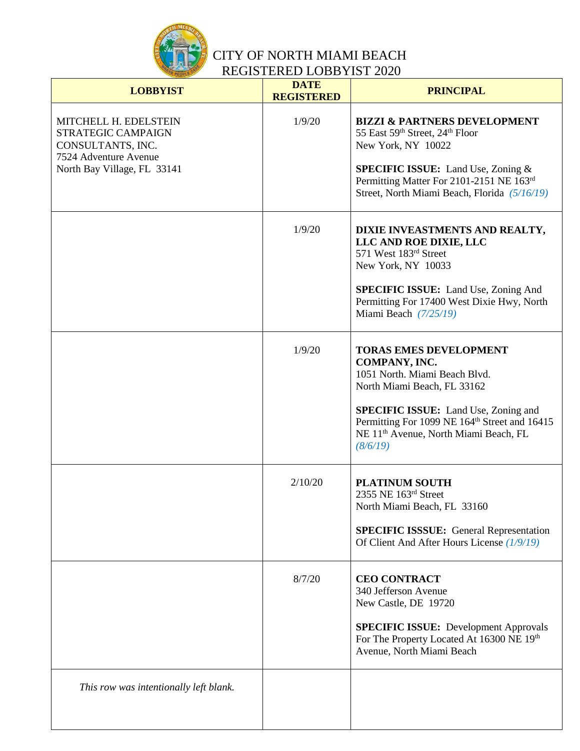# CITY OF NORTH MIAMI BEACH
# REGISTERED LOBBYIST 2020

| LOBBYIST | DATE REGISTERED | PRINCIPAL |
|---|---|---|
| MITCHELL H. EDELSTEIN<br>STRATEGIC CAMPAIGN CONSULTANTS, INC.<br>7524 Adventure Avenue<br>North Bay Village, FL 33141 | 1/9/20 | **BIZZI & PARTNERS DEVELOPMENT**<br>55 East 59th Street, 24th Floor<br>New York, NY 10022<br><br>**SPECIFIC ISSUE:** Land Use, Zoning & Permitting Matter For 2101-2151 NE 163rd Street, North Miami Beach, Florida *(5/16/19)* |
| | 1/9/20 | **DIXIE INVEASTMENTS AND REALTY, LLC AND ROE DIXIE, LLC**<br>571 West 183rd Street<br>New York, NY 10033<br><br>**SPECIFIC ISSUE:** Land Use, Zoning And Permitting For 17400 West Dixie Hwy, North Miami Beach *(7/25/19)* |
| | 1/9/20 | **TORAS EMES DEVELOPMENT COMPANY, INC.**<br>1051 North. Miami Beach Blvd.<br>North Miami Beach, FL 33162<br><br>**SPECIFIC ISSUE:** Land Use, Zoning and Permitting For 1099 NE 164th Street and 16415 NE 11th Avenue, North Miami Beach, FL *(8/6/19)* |
| | 2/10/20 | **PLATINUM SOUTH**<br>2355 NE 163rd Street<br>North Miami Beach, FL 33160<br><br>**SPECIFIC ISSSUE:** General Representation Of Client And After Hours License *(1/9/19)* |
| | 8/7/20 | **CEO CONTRACT**<br>340 Jefferson Avenue<br>New Castle, DE 19720<br><br>**SPECIFIC ISSUE:** Development Approvals For The Property Located At 16300 NE 19th Avenue, North Miami Beach |
| *This row was intentionally left blank.* | | |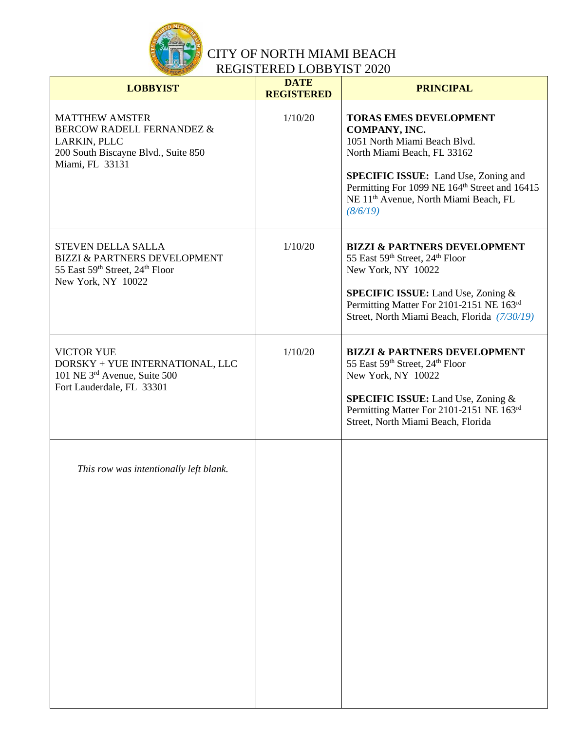# CITY OF NORTH MIAMI BEACH
## REGISTERED LOBBYIST 2020

| LOBBYIST | DATE REGISTERED | PRINCIPAL |
|---|---|---|
| MATTHEW AMSTER<br>BERCOW RADELL FERNANDEZ & LARKIN, PLLC<br>200 South Biscayne Blvd., Suite 850<br>Miami, FL 33131 | 1/10/20 | **TORAS EMES DEVELOPMENT COMPANY, INC.**<br>1051 North Miami Beach Blvd.<br>North Miami Beach, FL 33162<br><br>**SPECIFIC ISSUE:** Land Use, Zoning and Permitting For 1099 NE 164th Street and 16415 NE 11th Avenue, North Miami Beach, FL *(8/6/19)* |
| STEVEN DELLA SALLA<br>BIZZI & PARTNERS DEVELOPMENT<br>55 East 59th Street, 24th Floor<br>New York, NY 10022 | 1/10/20 | **BIZZI & PARTNERS DEVELOPMENT**<br>55 East 59th Street, 24th Floor<br>New York, NY 10022<br><br>**SPECIFIC ISSUE:** Land Use, Zoning & Permitting Matter For 2101-2151 NE 163rd Street, North Miami Beach, Florida *(7/30/19)* |
| VICTOR YUE<br>DORSKY + YUE INTERNATIONAL, LLC<br>101 NE 3rd Avenue, Suite 500<br>Fort Lauderdale, FL 33301 | 1/10/20 | **BIZZI & PARTNERS DEVELOPMENT**<br>55 East 59th Street, 24th Floor<br>New York, NY 10022<br><br>**SPECIFIC ISSUE:** Land Use, Zoning & Permitting Matter For 2101-2151 NE 163rd Street, North Miami Beach, Florida |
| *This row was intentionally left blank.* | | |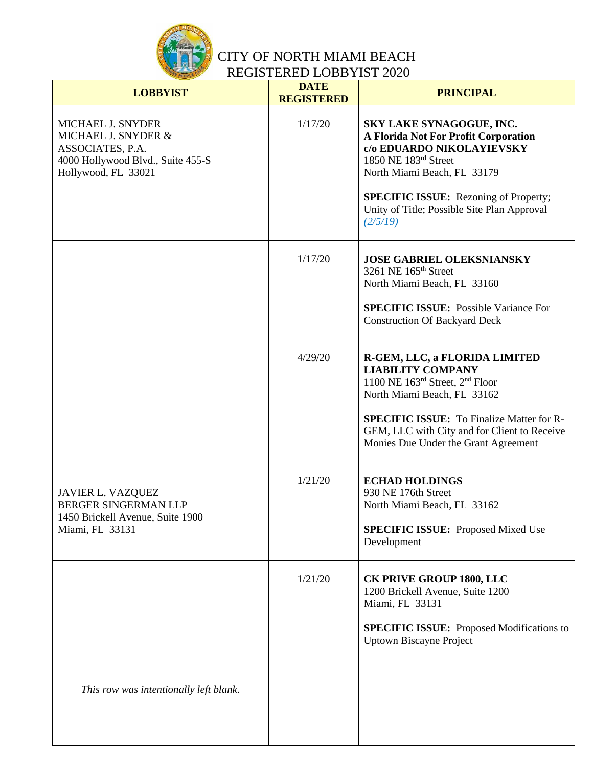# CITY OF NORTH MIAMI BEACH
## REGISTERED LOBBYIST 2020

| LOBBYIST | DATE REGISTERED | PRINCIPAL |
|---|---|---|
| MICHAEL J. SNYDER<br>MICHAEL J. SNYDER & ASSOCIATES, P.A.<br>4000 Hollywood Blvd., Suite 455-S<br>Hollywood, FL 33021 | 1/17/20 | **SKY LAKE SYNAGOGUE, INC.**<br>**A Florida Not For Profit Corporation**<br>**c/o EDUARDO NIKOLAYIEVSKY**<br>1850 NE 183rd Street<br>North Miami Beach, FL 33179<br><br>**SPECIFIC ISSUE:** Rezoning of Property; Unity of Title; Possible Site Plan Approval *(2/5/19)* |
| | 1/17/20 | **JOSE GABRIEL OLEKSNIANSKY**<br>3261 NE 165th Street<br>North Miami Beach, FL 33160<br><br>**SPECIFIC ISSUE:** Possible Variance For Construction Of Backyard Deck |
| | 4/29/20 | **R-GEM, LLC, a FLORIDA LIMITED LIABILITY COMPANY**<br>1100 NE 163rd Street, 2nd Floor<br>North Miami Beach, FL 33162<br><br>**SPECIFIC ISSUE:** To Finalize Matter for R-GEM, LLC with City and for Client to Receive Monies Due Under the Grant Agreement |
| JAVIER L. VAZQUEZ<br>BERGER SINGERMAN LLP<br>1450 Brickell Avenue, Suite 1900<br>Miami, FL 33131 | 1/21/20 | **ECHAD HOLDINGS**<br>930 NE 176th Street<br>North Miami Beach, FL 33162<br><br>**SPECIFIC ISSUE:** Proposed Mixed Use Development |
| | 1/21/20 | **CK PRIVE GROUP 1800, LLC**<br>1200 Brickell Avenue, Suite 1200<br>Miami, FL 33131<br><br>**SPECIFIC ISSUE:** Proposed Modifications to Uptown Biscayne Project |
| *This row was intentionally left blank.* | | |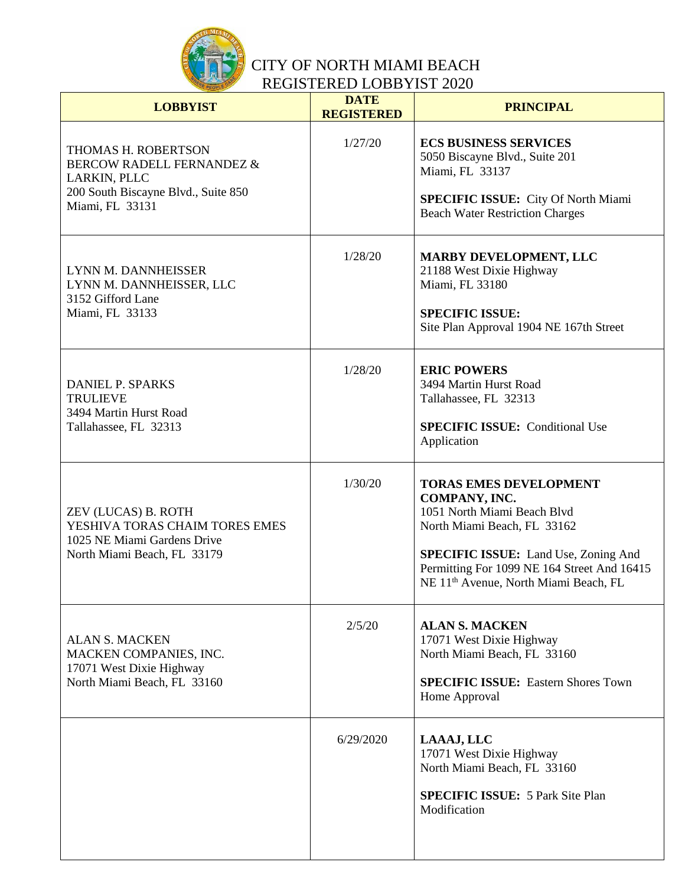# CITY OF NORTH MIAMI BEACH
## REGISTERED LOBBYIST 2020

| LOBBYIST | DATE REGISTERED | PRINCIPAL |
|---|---|---|
| THOMAS H. ROBERTSON<br>BERCOW RADELL FERNANDEZ & LARKIN, PLLC<br>200 South Biscayne Blvd., Suite 850<br>Miami, FL 33131 | 1/27/20 | **ECS BUSINESS SERVICES**<br>5050 Biscayne Blvd., Suite 201<br>Miami, FL 33137<br><br>**SPECIFIC ISSUE:** City Of North Miami Beach Water Restriction Charges |
| LYNN M. DANNHEISSER<br>LYNN M. DANNHEISSER, LLC<br>3152 Gifford Lane<br>Miami, FL 33133 | 1/28/20 | **MARBY DEVELOPMENT, LLC**<br>21188 West Dixie Highway<br>Miami, FL 33180<br><br>**SPECIFIC ISSUE:**<br>Site Plan Approval 1904 NE 167th Street |
| DANIEL P. SPARKS<br>TRULIEVE<br>3494 Martin Hurst Road<br>Tallahassee, FL 32313 | 1/28/20 | **ERIC POWERS**<br>3494 Martin Hurst Road<br>Tallahassee, FL 32313<br><br>**SPECIFIC ISSUE:** Conditional Use Application |
| ZEV (LUCAS) B. ROTH<br>YESHIVA TORAS CHAIM TORES EMES<br>1025 NE Miami Gardens Drive<br>North Miami Beach, FL 33179 | 1/30/20 | **TORAS EMES DEVELOPMENT COMPANY, INC.**<br>1051 North Miami Beach Blvd<br>North Miami Beach, FL 33162<br><br>**SPECIFIC ISSUE:** Land Use, Zoning And Permitting For 1099 NE 164 Street And 16415 NE 11th Avenue, North Miami Beach, FL |
| ALAN S. MACKEN<br>MACKEN COMPANIES, INC.<br>17071 West Dixie Highway<br>North Miami Beach, FL 33160 | 2/5/20 | **ALAN S. MACKEN**<br>17071 West Dixie Highway<br>North Miami Beach, FL 33160<br><br>**SPECIFIC ISSUE:** Eastern Shores Town Home Approval |
| | 6/29/2020 | **LAAAJ, LLC**<br>17071 West Dixie Highway<br>North Miami Beach, FL 33160<br><br>**SPECIFIC ISSUE:** 5 Park Site Plan Modification |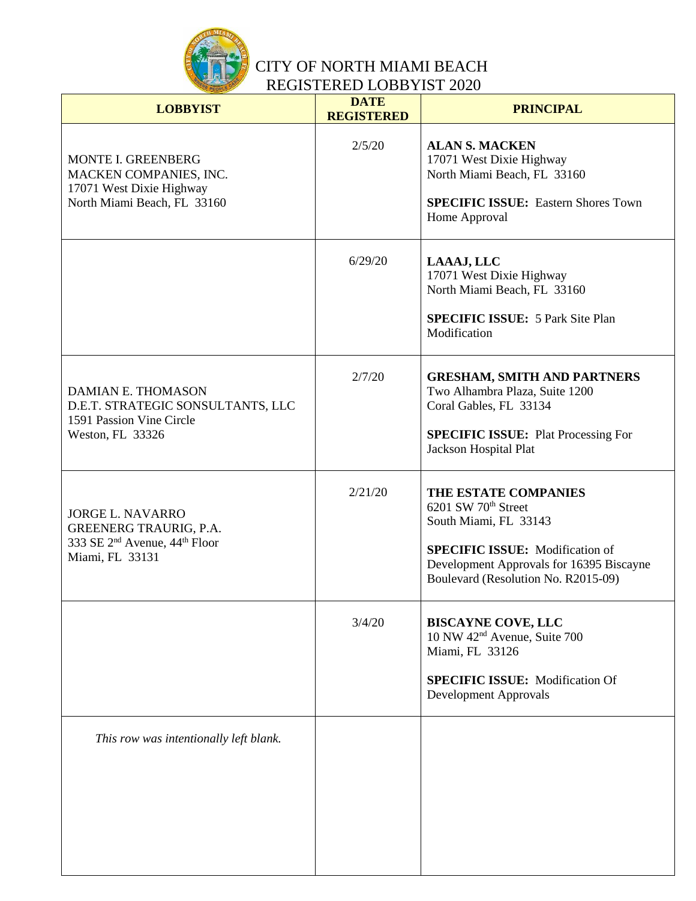# CITY OF NORTH MIAMI BEACH
# REGISTERED LOBBYIST 2020

| LOBBYIST | DATE REGISTERED | PRINCIPAL |
|---|---|---|
| MONTE I. GREENBERG<br>MACKEN COMPANIES, INC.<br>17071 West Dixie Highway<br>North Miami Beach, FL 33160 | 2/5/20 | **ALAN S. MACKEN**<br>17071 West Dixie Highway<br>North Miami Beach, FL 33160<br><br>**SPECIFIC ISSUE:** Eastern Shores Town Home Approval |
| | 6/29/20 | **LAAAJ, LLC**<br>17071 West Dixie Highway<br>North Miami Beach, FL 33160<br><br>**SPECIFIC ISSUE:** 5 Park Site Plan Modification |
| DAMIAN E. THOMASON<br>D.E.T. STRATEGIC SONSULTANTS, LLC<br>1591 Passion Vine Circle<br>Weston, FL 33326 | 2/7/20 | **GRESHAM, SMITH AND PARTNERS**<br>Two Alhambra Plaza, Suite 1200<br>Coral Gables, FL 33134<br><br>**SPECIFIC ISSUE:** Plat Processing For Jackson Hospital Plat |
| JORGE L. NAVARRO<br>GREENERG TRAURIG, P.A.<br>333 SE 2nd Avenue, 44th Floor<br>Miami, FL 33131 | 2/21/20 | **THE ESTATE COMPANIES**<br>6201 SW 70th Street<br>South Miami, FL 33143<br><br>**SPECIFIC ISSUE:** Modification of Development Approvals for 16395 Biscayne Boulevard (Resolution No. R2015-09) |
| | 3/4/20 | **BISCAYNE COVE, LLC**<br>10 NW 42nd Avenue, Suite 700<br>Miami, FL 33126<br><br>**SPECIFIC ISSUE:** Modification Of Development Approvals |
| *This row was intentionally left blank.* | | |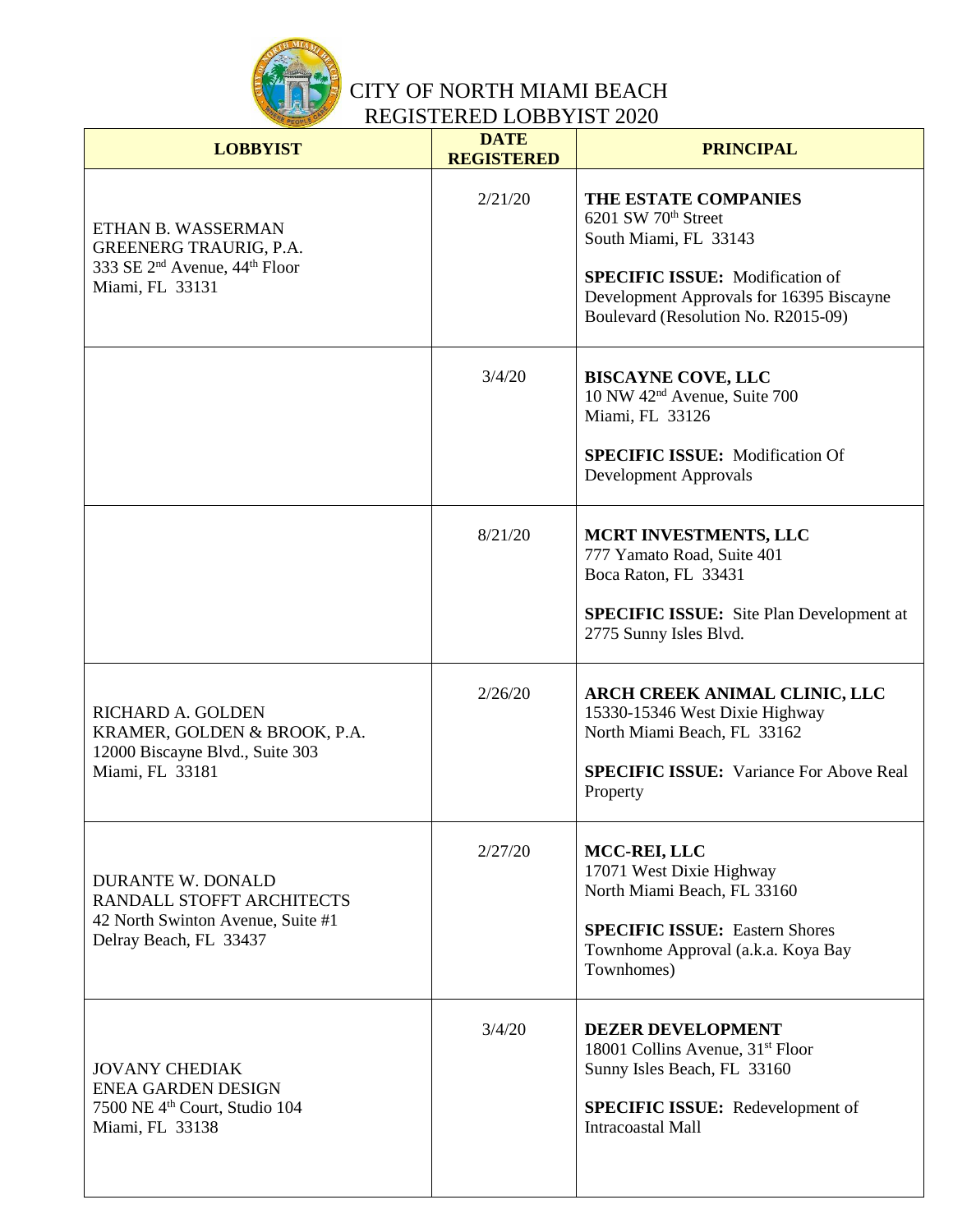# CITY OF NORTH MIAMI BEACH
# REGISTERED LOBBYIST 2020

| LOBBYIST | DATE REGISTERED | PRINCIPAL |
|---|---|---|
| ETHAN B. WASSERMAN<br>GREENERG TRAURIG, P.A.<br>333 SE 2nd Avenue, 44th Floor<br>Miami, FL 33131 | 2/21/20 | **THE ESTATE COMPANIES**<br>6201 SW 70th Street<br>South Miami, FL 33143<br><br>**SPECIFIC ISSUE:** Modification of Development Approvals for 16395 Biscayne Boulevard (Resolution No. R2015-09) |
| | 3/4/20 | **BISCAYNE COVE, LLC**<br>10 NW 42nd Avenue, Suite 700<br>Miami, FL 33126<br><br>**SPECIFIC ISSUE:** Modification Of Development Approvals |
| | 8/21/20 | **MCRT INVESTMENTS, LLC**<br>777 Yamato Road, Suite 401<br>Boca Raton, FL 33431<br><br>**SPECIFIC ISSUE:** Site Plan Development at 2775 Sunny Isles Blvd. |
| RICHARD A. GOLDEN<br>KRAMER, GOLDEN & BROOK, P.A.<br>12000 Biscayne Blvd., Suite 303<br>Miami, FL 33181 | 2/26/20 | **ARCH CREEK ANIMAL CLINIC, LLC**<br>15330-15346 West Dixie Highway<br>North Miami Beach, FL 33162<br><br>**SPECIFIC ISSUE:** Variance For Above Real Property |
| DURANTE W. DONALD<br>RANDALL STOFFT ARCHITECTS<br>42 North Swinton Avenue, Suite #1<br>Delray Beach, FL 33437 | 2/27/20 | **MCC-REI, LLC**<br>17071 West Dixie Highway<br>North Miami Beach, FL 33160<br><br>**SPECIFIC ISSUE:** Eastern Shores Townhome Approval (a.k.a. Koya Bay Townhomes) |
| JOVANY CHEDIAK<br>ENEA GARDEN DESIGN<br>7500 NE 4th Court, Studio 104<br>Miami, FL 33138 | 3/4/20 | **DEZER DEVELOPMENT**<br>18001 Collins Avenue, 31st Floor<br>Sunny Isles Beach, FL 33160<br><br>**SPECIFIC ISSUE:** Redevelopment of Intracoastal Mall |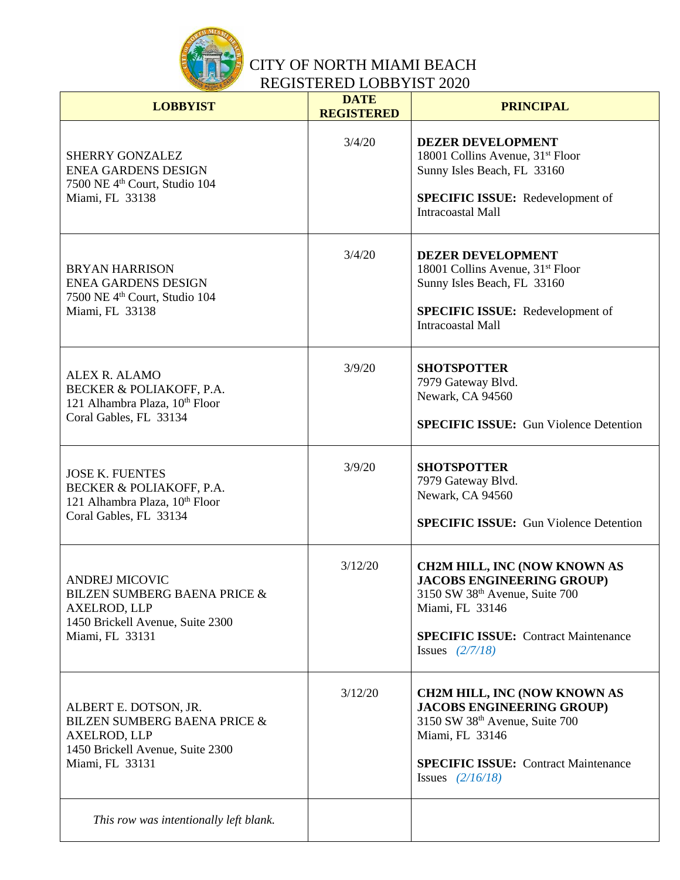# CITY OF NORTH MIAMI BEACH
## REGISTERED LOBBYIST 2020

| LOBBYIST | DATE REGISTERED | PRINCIPAL |
|---|---|---|
| SHERRY GONZALEZ<br>ENEA GARDENS DESIGN<br>7500 NE 4th Court, Studio 104<br>Miami, FL 33138 | 3/4/20 | **DEZER DEVELOPMENT**<br>18001 Collins Avenue, 31st Floor<br>Sunny Isles Beach, FL 33160<br><br>**SPECIFIC ISSUE:** Redevelopment of Intracoastal Mall |
| BRYAN HARRISON<br>ENEA GARDENS DESIGN<br>7500 NE 4th Court, Studio 104<br>Miami, FL 33138 | 3/4/20 | **DEZER DEVELOPMENT**<br>18001 Collins Avenue, 31st Floor<br>Sunny Isles Beach, FL 33160<br><br>**SPECIFIC ISSUE:** Redevelopment of Intracoastal Mall |
| ALEX R. ALAMO<br>BECKER & POLIAKOFF, P.A.<br>121 Alhambra Plaza, 10th Floor<br>Coral Gables, FL 33134 | 3/9/20 | **SHOTSPOTTER**<br>7979 Gateway Blvd.<br>Newark, CA 94560<br><br>**SPECIFIC ISSUE:** Gun Violence Detention |
| JOSE K. FUENTES<br>BECKER & POLIAKOFF, P.A.<br>121 Alhambra Plaza, 10th Floor<br>Coral Gables, FL 33134 | 3/9/20 | **SHOTSPOTTER**<br>7979 Gateway Blvd.<br>Newark, CA 94560<br><br>**SPECIFIC ISSUE:** Gun Violence Detention |
| ANDREJ MICOVIC<br>BILZEN SUMBERG BAENA PRICE & AXELROD, LLP<br>1450 Brickell Avenue, Suite 2300<br>Miami, FL 33131 | 3/12/20 | **CH2M HILL, INC (NOW KNOWN AS JACOBS ENGINEERING GROUP)**<br>3150 SW 38th Avenue, Suite 700<br>Miami, FL 33146<br><br>**SPECIFIC ISSUE:** Contract Maintenance Issues *(2/7/18)* |
| ALBERT E. DOTSON, JR.<br>BILZEN SUMBERG BAENA PRICE & AXELROD, LLP<br>1450 Brickell Avenue, Suite 2300<br>Miami, FL 33131 | 3/12/20 | **CH2M HILL, INC (NOW KNOWN AS JACOBS ENGINEERING GROUP)**<br>3150 SW 38th Avenue, Suite 700<br>Miami, FL 33146<br><br>**SPECIFIC ISSUE:** Contract Maintenance Issues *(2/16/18)* |
| *This row was intentionally left blank.* | | |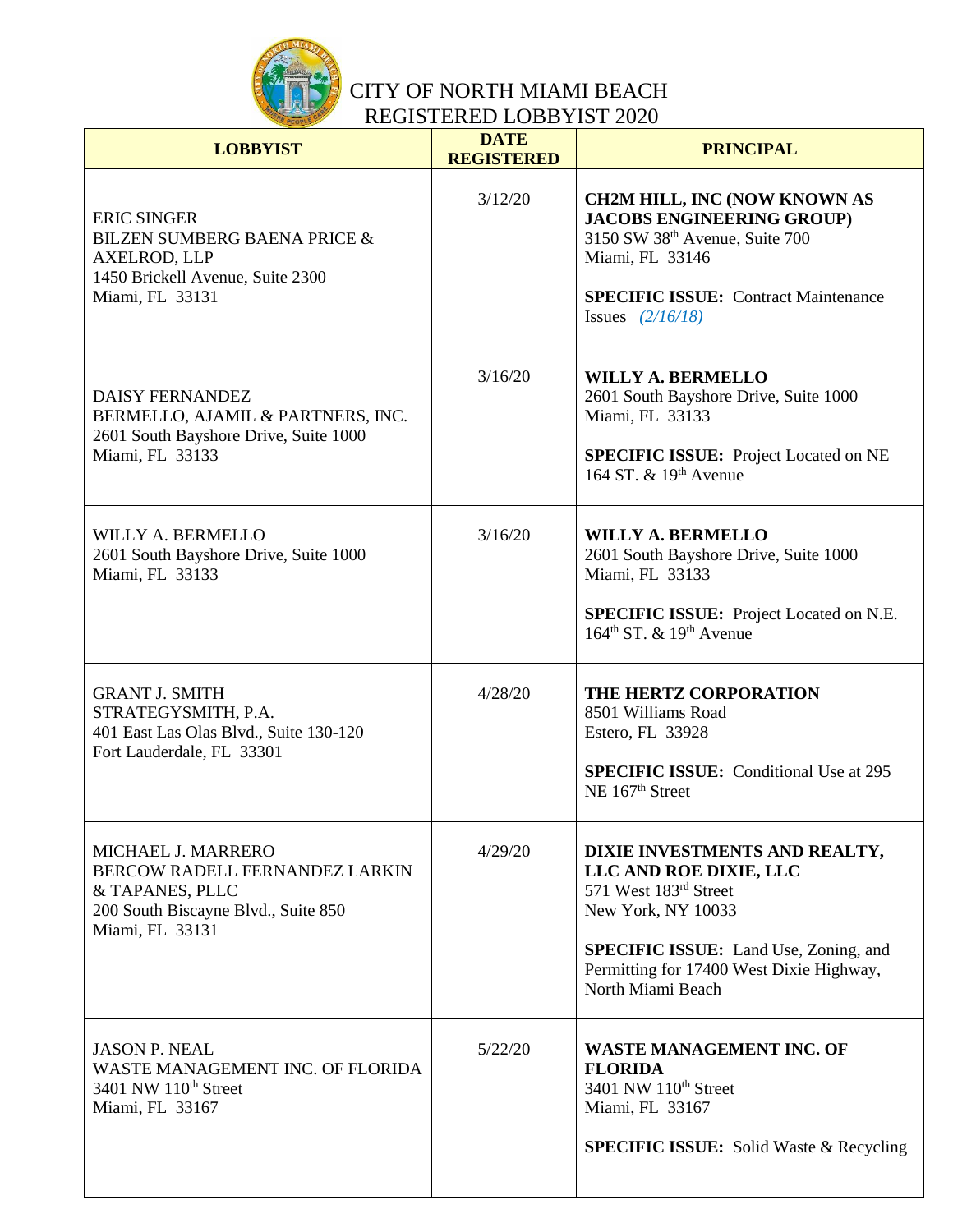# CITY OF NORTH MIAMI BEACH
## REGISTERED LOBBYIST 2020

| LOBBYIST | DATE REGISTERED | PRINCIPAL |
|---|---|---|
| ERIC SINGER<br>BILZEN SUMBERG BAENA PRICE & AXELROD, LLP<br>1450 Brickell Avenue, Suite 2300<br>Miami, FL 33131 | 3/12/20 | **CH2M HILL, INC (NOW KNOWN AS JACOBS ENGINEERING GROUP)**<br>3150 SW 38th Avenue, Suite 700<br>Miami, FL 33146<br><br>**SPECIFIC ISSUE:** Contract Maintenance Issues *(2/16/18)* |
| DAISY FERNANDEZ<br>BERMELLO, AJAMIL & PARTNERS, INC.<br>2601 South Bayshore Drive, Suite 1000<br>Miami, FL 33133 | 3/16/20 | **WILLY A. BERMELLO**<br>2601 South Bayshore Drive, Suite 1000<br>Miami, FL 33133<br><br>**SPECIFIC ISSUE:** Project Located on NE 164 ST. & 19th Avenue |
| WILLY A. BERMELLO<br>2601 South Bayshore Drive, Suite 1000<br>Miami, FL 33133 | 3/16/20 | **WILLY A. BERMELLO**<br>2601 South Bayshore Drive, Suite 1000<br>Miami, FL 33133<br><br>**SPECIFIC ISSUE:** Project Located on N.E. 164th ST. & 19th Avenue |
| GRANT J. SMITH<br>STRATEGYSMITH, P.A.<br>401 East Las Olas Blvd., Suite 130-120<br>Fort Lauderdale, FL 33301 | 4/28/20 | **THE HERTZ CORPORATION**<br>8501 Williams Road<br>Estero, FL 33928<br><br>**SPECIFIC ISSUE:** Conditional Use at 295 NE 167th Street |
| MICHAEL J. MARRERO<br>BERCOW RADELL FERNANDEZ LARKIN & TAPANES, PLLC<br>200 South Biscayne Blvd., Suite 850<br>Miami, FL 33131 | 4/29/20 | **DIXIE INVESTMENTS AND REALTY, LLC AND ROE DIXIE, LLC**<br>571 West 183rd Street<br>New York, NY 10033<br><br>**SPECIFIC ISSUE:** Land Use, Zoning, and Permitting for 17400 West Dixie Highway, North Miami Beach |
| JASON P. NEAL<br>WASTE MANAGEMENT INC. OF FLORIDA<br>3401 NW 110th Street<br>Miami, FL 33167 | 5/22/20 | **WASTE MANAGEMENT INC. OF FLORIDA**<br>3401 NW 110th Street<br>Miami, FL 33167<br><br>**SPECIFIC ISSUE:** Solid Waste & Recycling |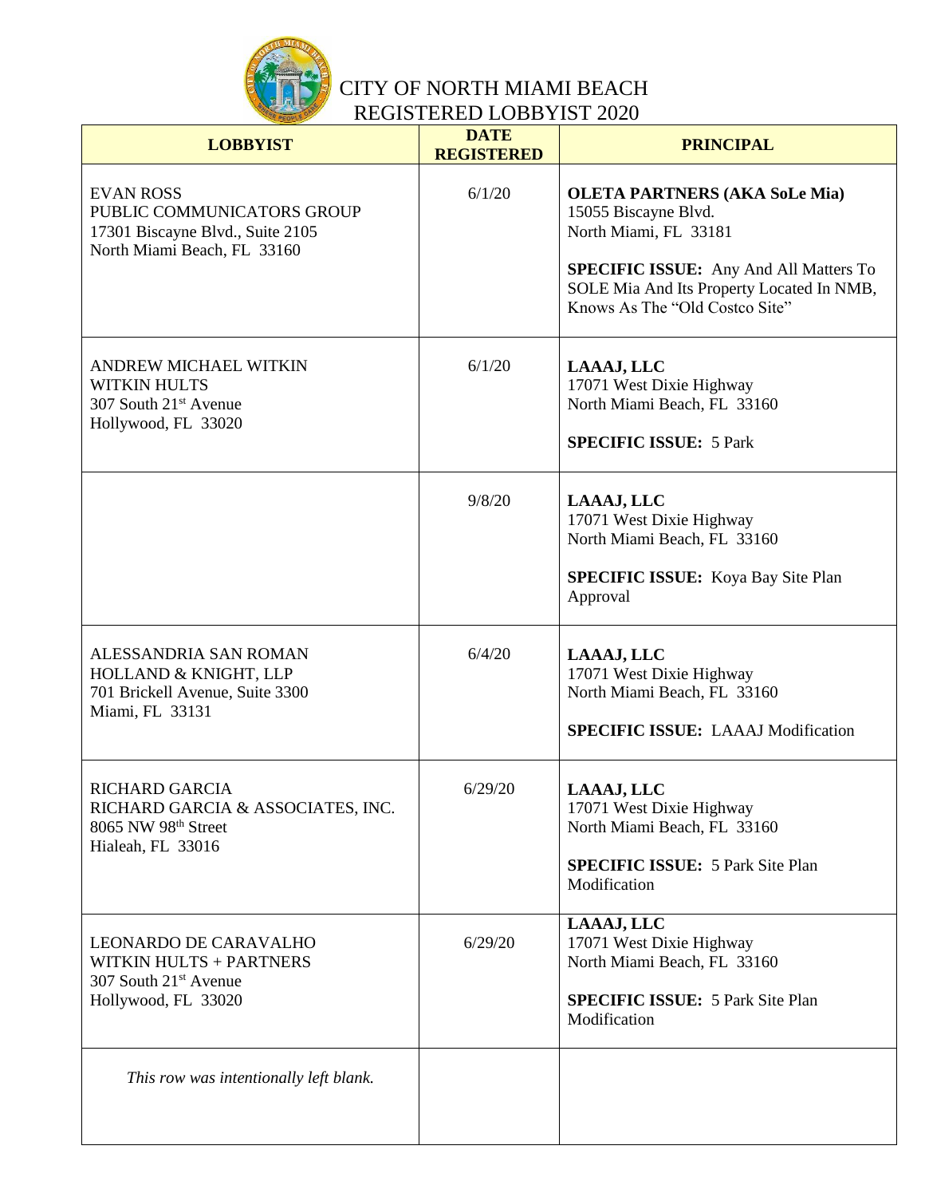# CITY OF NORTH MIAMI BEACH
## REGISTERED LOBBYIST 2020

| LOBBYIST | DATE REGISTERED | PRINCIPAL |
|---|---|---|
| EVAN ROSS<br>PUBLIC COMMUNICATORS GROUP<br>17301 Biscayne Blvd., Suite 2105<br>North Miami Beach, FL 33160 | 6/1/20 | **OLETA PARTNERS (AKA SoLe Mia)**<br>15055 Biscayne Blvd.<br>North Miami, FL 33181<br><br>**SPECIFIC ISSUE:** Any And All Matters To SOLE Mia And Its Property Located In NMB, Knows As The "Old Costco Site" |
| ANDREW MICHAEL WITKIN<br>WITKIN HULTS<br>307 South 21st Avenue<br>Hollywood, FL 33020 | 6/1/20 | **LAAAJ, LLC**<br>17071 West Dixie Highway<br>North Miami Beach, FL 33160<br><br>**SPECIFIC ISSUE:** 5 Park |
| | 9/8/20 | **LAAAJ, LLC**<br>17071 West Dixie Highway<br>North Miami Beach, FL 33160<br><br>**SPECIFIC ISSUE:** Koya Bay Site Plan Approval |
| ALESSANDRIA SAN ROMAN<br>HOLLAND & KNIGHT, LLP<br>701 Brickell Avenue, Suite 3300<br>Miami, FL 33131 | 6/4/20 | **LAAAJ, LLC**<br>17071 West Dixie Highway<br>North Miami Beach, FL 33160<br><br>**SPECIFIC ISSUE:** LAAAJ Modification |
| RICHARD GARCIA<br>RICHARD GARCIA & ASSOCIATES, INC.<br>8065 NW 98th Street<br>Hialeah, FL 33016 | 6/29/20 | **LAAAJ, LLC**<br>17071 West Dixie Highway<br>North Miami Beach, FL 33160<br><br>**SPECIFIC ISSUE:** 5 Park Site Plan Modification |
| LEONARDO DE CARAVALHO<br>WITKIN HULTS + PARTNERS<br>307 South 21st Avenue<br>Hollywood, FL 33020 | 6/29/20 | **LAAAJ, LLC**<br>17071 West Dixie Highway<br>North Miami Beach, FL 33160<br><br>**SPECIFIC ISSUE:** 5 Park Site Plan Modification |
| *This row was intentionally left blank.* | | |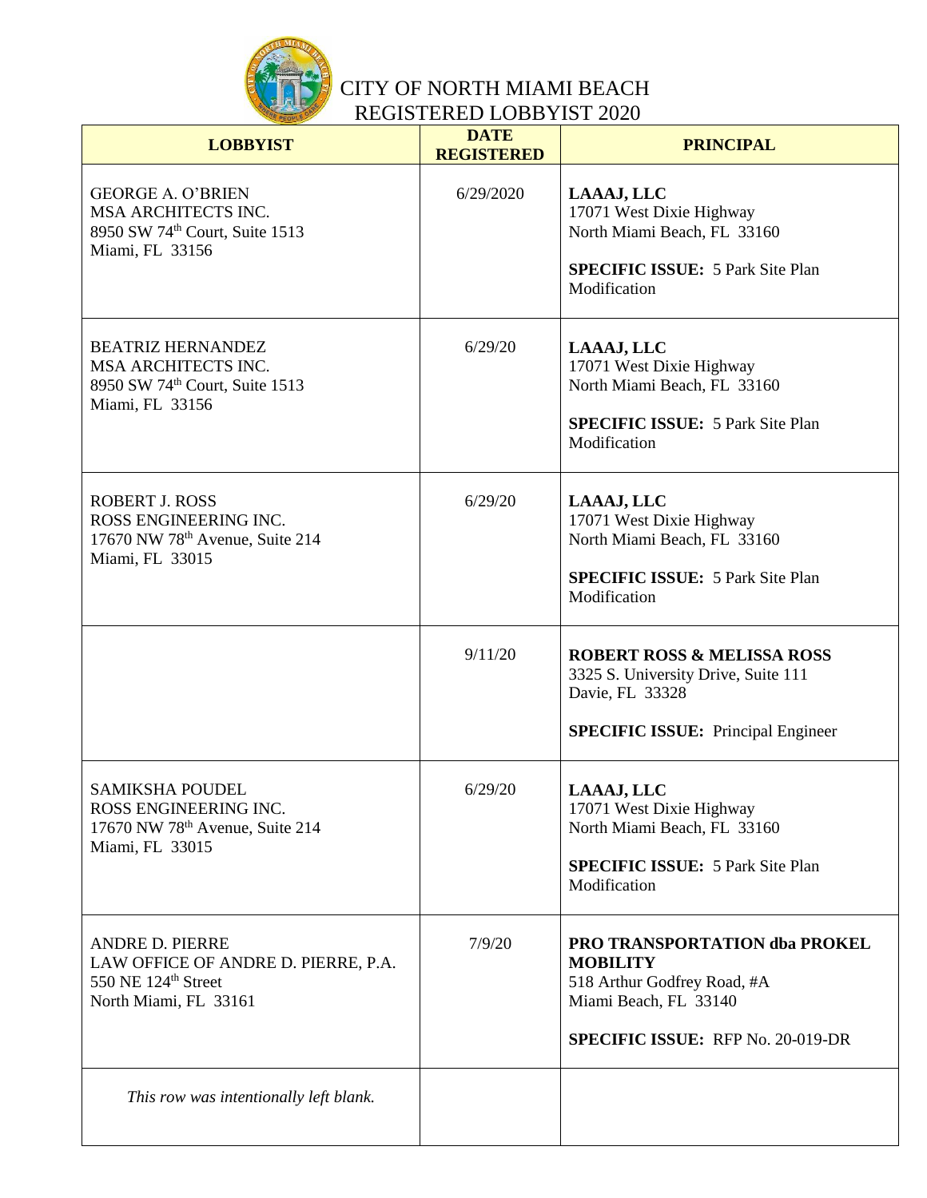# CITY OF NORTH MIAMI BEACH
# REGISTERED LOBBYIST 2020

| LOBBYIST | DATE REGISTERED | PRINCIPAL |
|---|---|---|
| GEORGE A. O'BRIEN<br>MSA ARCHITECTS INC.<br>8950 SW 74th Court, Suite 1513<br>Miami, FL 33156 | 6/29/2020 | **LAAAJ, LLC**<br>17071 West Dixie Highway<br>North Miami Beach, FL 33160<br><br>**SPECIFIC ISSUE:** 5 Park Site Plan Modification |
| BEATRIZ HERNANDEZ<br>MSA ARCHITECTS INC.<br>8950 SW 74th Court, Suite 1513<br>Miami, FL 33156 | 6/29/20 | **LAAAJ, LLC**<br>17071 West Dixie Highway<br>North Miami Beach, FL 33160<br><br>**SPECIFIC ISSUE:** 5 Park Site Plan Modification |
| ROBERT J. ROSS<br>ROSS ENGINEERING INC.<br>17670 NW 78th Avenue, Suite 214<br>Miami, FL 33015 | 6/29/20 | **LAAAJ, LLC**<br>17071 West Dixie Highway<br>North Miami Beach, FL 33160<br><br>**SPECIFIC ISSUE:** 5 Park Site Plan Modification |
| | 9/11/20 | **ROBERT ROSS & MELISSA ROSS**<br>3325 S. University Drive, Suite 111<br>Davie, FL 33328<br><br>**SPECIFIC ISSUE:** Principal Engineer |
| SAMIKSHA POUDEL<br>ROSS ENGINEERING INC.<br>17670 NW 78th Avenue, Suite 214<br>Miami, FL 33015 | 6/29/20 | **LAAAJ, LLC**<br>17071 West Dixie Highway<br>North Miami Beach, FL 33160<br><br>**SPECIFIC ISSUE:** 5 Park Site Plan Modification |
| ANDRE D. PIERRE<br>LAW OFFICE OF ANDRE D. PIERRE, P.A.<br>550 NE 124th Street<br>North Miami, FL 33161 | 7/9/20 | **PRO TRANSPORTATION dba PROKEL MOBILITY**<br>518 Arthur Godfrey Road, #A<br>Miami Beach, FL 33140<br><br>**SPECIFIC ISSUE:** RFP No. 20-019-DR |
| *This row was intentionally left blank.* | | |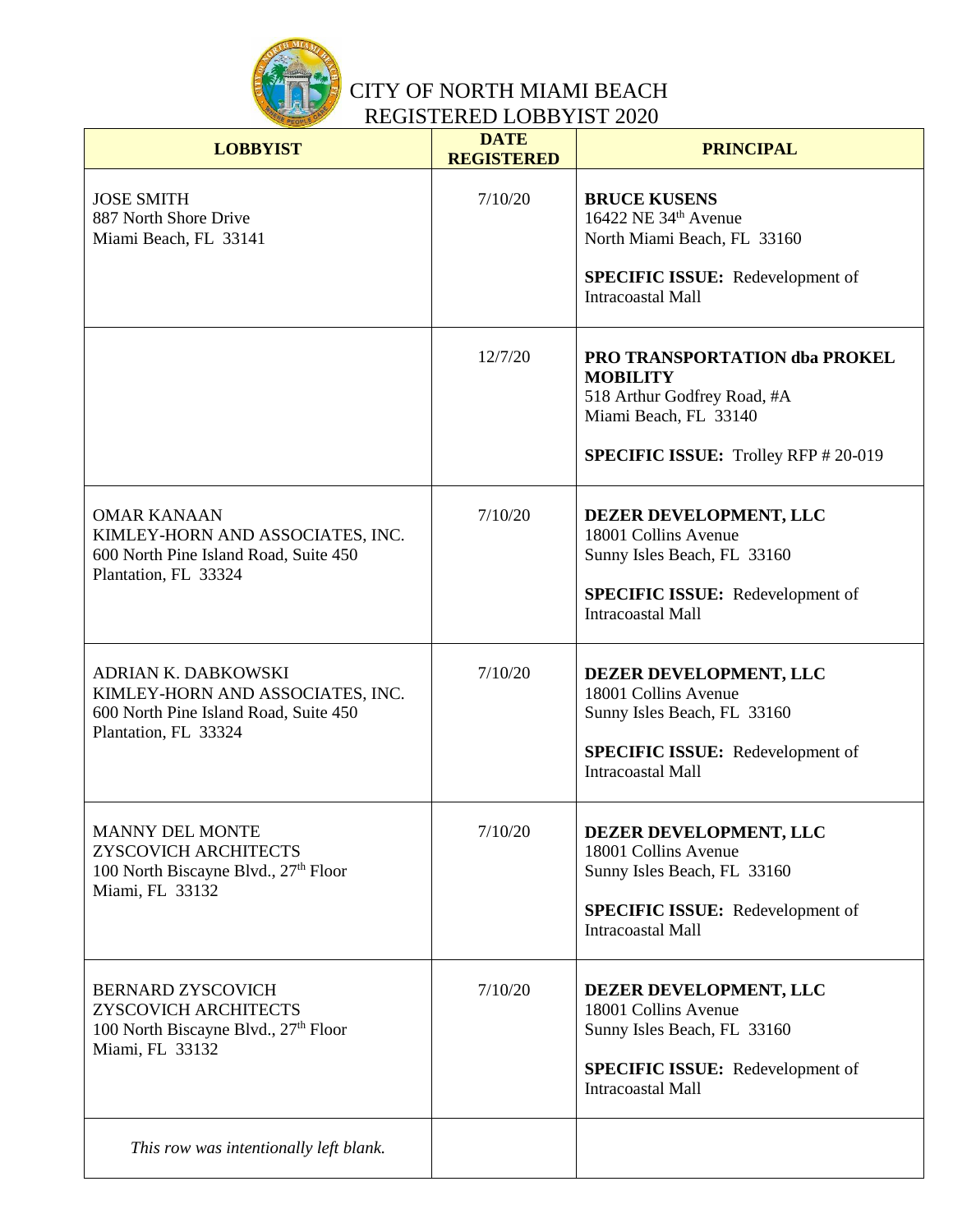CITY OF NORTH MIAMI BEACH
REGISTERED LOBBYIST 2020

| **LOBBYIST** | **DATE REGISTERED** | **PRINCIPAL** |
|---|---|---|
| JOSE SMITH<br>887 North Shore Drive<br>Miami Beach, FL 33141 | 7/10/20 | **BRUCE KUSENS**<br>16422 NE 34th Avenue<br>North Miami Beach, FL 33160<br><br>**SPECIFIC ISSUE:** Redevelopment of Intracoastal Mall |
| | 12/7/20 | **PRO TRANSPORTATION dba PROKEL MOBILITY**<br>518 Arthur Godfrey Road, #A<br>Miami Beach, FL 33140<br><br>**SPECIFIC ISSUE:** Trolley RFP # 20-019 |
| OMAR KANAAN<br>KIMLEY-HORN AND ASSOCIATES, INC.<br>600 North Pine Island Road, Suite 450<br>Plantation, FL 33324 | 7/10/20 | **DEZER DEVELOPMENT, LLC**<br>18001 Collins Avenue<br>Sunny Isles Beach, FL 33160<br><br>**SPECIFIC ISSUE:** Redevelopment of Intracoastal Mall |
| ADRIAN K. DABKOWSKI<br>KIMLEY-HORN AND ASSOCIATES, INC.<br>600 North Pine Island Road, Suite 450<br>Plantation, FL 33324 | 7/10/20 | **DEZER DEVELOPMENT, LLC**<br>18001 Collins Avenue<br>Sunny Isles Beach, FL 33160<br><br>**SPECIFIC ISSUE:** Redevelopment of Intracoastal Mall |
| MANNY DEL MONTE<br>ZYSCOVICH ARCHITECTS<br>100 North Biscayne Blvd., 27th Floor<br>Miami, FL 33132 | 7/10/20 | **DEZER DEVELOPMENT, LLC**<br>18001 Collins Avenue<br>Sunny Isles Beach, FL 33160<br><br>**SPECIFIC ISSUE:** Redevelopment of Intracoastal Mall |
| BERNARD ZYSCOVICH<br>ZYSCOVICH ARCHITECTS<br>100 North Biscayne Blvd., 27th Floor<br>Miami, FL 33132 | 7/10/20 | **DEZER DEVELOPMENT, LLC**<br>18001 Collins Avenue<br>Sunny Isles Beach, FL 33160<br><br>**SPECIFIC ISSUE:** Redevelopment of Intracoastal Mall |
| *This row was intentionally left blank.* | | |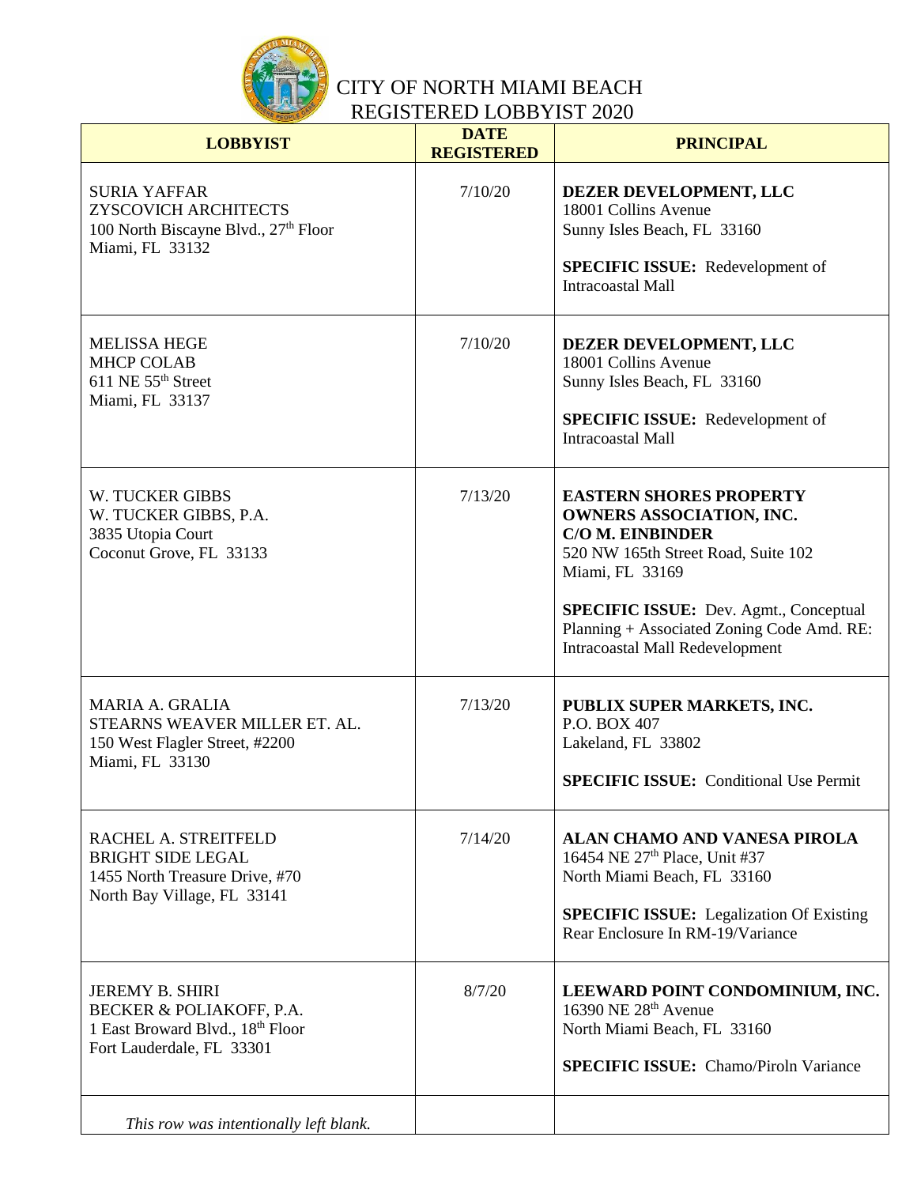# CITY OF NORTH MIAMI BEACH
## REGISTERED LOBBYIST 2020

| LOBBYIST | DATE REGISTERED | PRINCIPAL |
|---|---|---|
| SURIA YAFFAR<br>ZYSCOVICH ARCHITECTS<br>100 North Biscayne Blvd., 27th Floor<br>Miami, FL 33132 | 7/10/20 | **DEZER DEVELOPMENT, LLC**<br>18001 Collins Avenue<br>Sunny Isles Beach, FL 33160<br><br>**SPECIFIC ISSUE:** Redevelopment of Intracoastal Mall |
| MELISSA HEGE<br>MHCP COLAB<br>611 NE 55th Street<br>Miami, FL 33137 | 7/10/20 | **DEZER DEVELOPMENT, LLC**<br>18001 Collins Avenue<br>Sunny Isles Beach, FL 33160<br><br>**SPECIFIC ISSUE:** Redevelopment of Intracoastal Mall |
| W. TUCKER GIBBS<br>W. TUCKER GIBBS, P.A.<br>3835 Utopia Court<br>Coconut Grove, FL 33133 | 7/13/20 | **EASTERN SHORES PROPERTY OWNERS ASSOCIATION, INC. C/O M. EINBINDER**<br>520 NW 165th Street Road, Suite 102<br>Miami, FL 33169<br><br>**SPECIFIC ISSUE:** Dev. Agmt., Conceptual Planning + Associated Zoning Code Amd. RE: Intracoastal Mall Redevelopment |
| MARIA A. GRALIA<br>STEARNS WEAVER MILLER ET. AL.<br>150 West Flagler Street, #2200<br>Miami, FL 33130 | 7/13/20 | **PUBLIX SUPER MARKETS, INC.**<br>P.O. BOX 407<br>Lakeland, FL 33802<br><br>**SPECIFIC ISSUE:** Conditional Use Permit |
| RACHEL A. STREITFELD<br>BRIGHT SIDE LEGAL<br>1455 North Treasure Drive, #70<br>North Bay Village, FL 33141 | 7/14/20 | **ALAN CHAMO AND VANESA PIROLA**<br>16454 NE 27th Place, Unit #37<br>North Miami Beach, FL 33160<br><br>**SPECIFIC ISSUE:** Legalization Of Existing Rear Enclosure In RM-19/Variance |
| JEREMY B. SHIRI<br>BECKER & POLIAKOFF, P.A.<br>1 East Broward Blvd., 18th Floor<br>Fort Lauderdale, FL 33301 | 8/7/20 | **LEEWARD POINT CONDOMINIUM, INC.**<br>16390 NE 28th Avenue<br>North Miami Beach, FL 33160<br><br>**SPECIFIC ISSUE:** Chamo/Piroln Variance |
| *This row was intentionally left blank.* | | |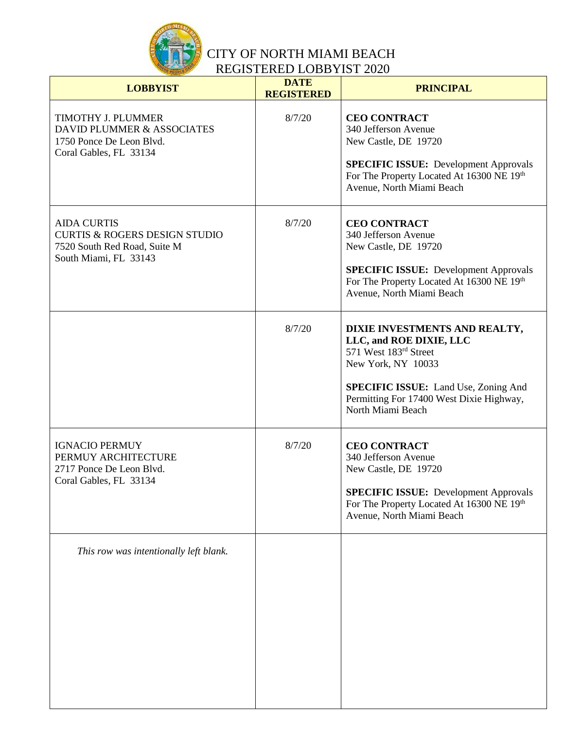# CITY OF NORTH MIAMI BEACH REGISTERED LOBBYIST 2020

| LOBBYIST | DATE REGISTERED | PRINCIPAL |
|---|---|---|
| TIMOTHY J. PLUMMER<br>DAVID PLUMMER & ASSOCIATES<br>1750 Ponce De Leon Blvd.<br>Coral Gables, FL 33134 | 8/7/20 | **CEO CONTRACT**<br>340 Jefferson Avenue<br>New Castle, DE 19720<br><br>**SPECIFIC ISSUE:** Development Approvals For The Property Located At 16300 NE 19th Avenue, North Miami Beach |
| AIDA CURTIS<br>CURTIS & ROGERS DESIGN STUDIO<br>7520 South Red Road, Suite M<br>South Miami, FL 33143 | 8/7/20 | **CEO CONTRACT**<br>340 Jefferson Avenue<br>New Castle, DE 19720<br><br>**SPECIFIC ISSUE:** Development Approvals For The Property Located At 16300 NE 19th Avenue, North Miami Beach |
| | 8/7/20 | **DIXIE INVESTMENTS AND REALTY, LLC, and ROE DIXIE, LLC**<br>571 West 183rd Street<br>New York, NY 10033<br><br>**SPECIFIC ISSUE:** Land Use, Zoning And Permitting For 17400 West Dixie Highway, North Miami Beach |
| IGNACIO PERMUY<br>PERMUY ARCHITECTURE<br>2717 Ponce De Leon Blvd.<br>Coral Gables, FL 33134 | 8/7/20 | **CEO CONTRACT**<br>340 Jefferson Avenue<br>New Castle, DE 19720<br><br>**SPECIFIC ISSUE:** Development Approvals For The Property Located At 16300 NE 19th Avenue, North Miami Beach |
| *This row was intentionally left blank.* | | |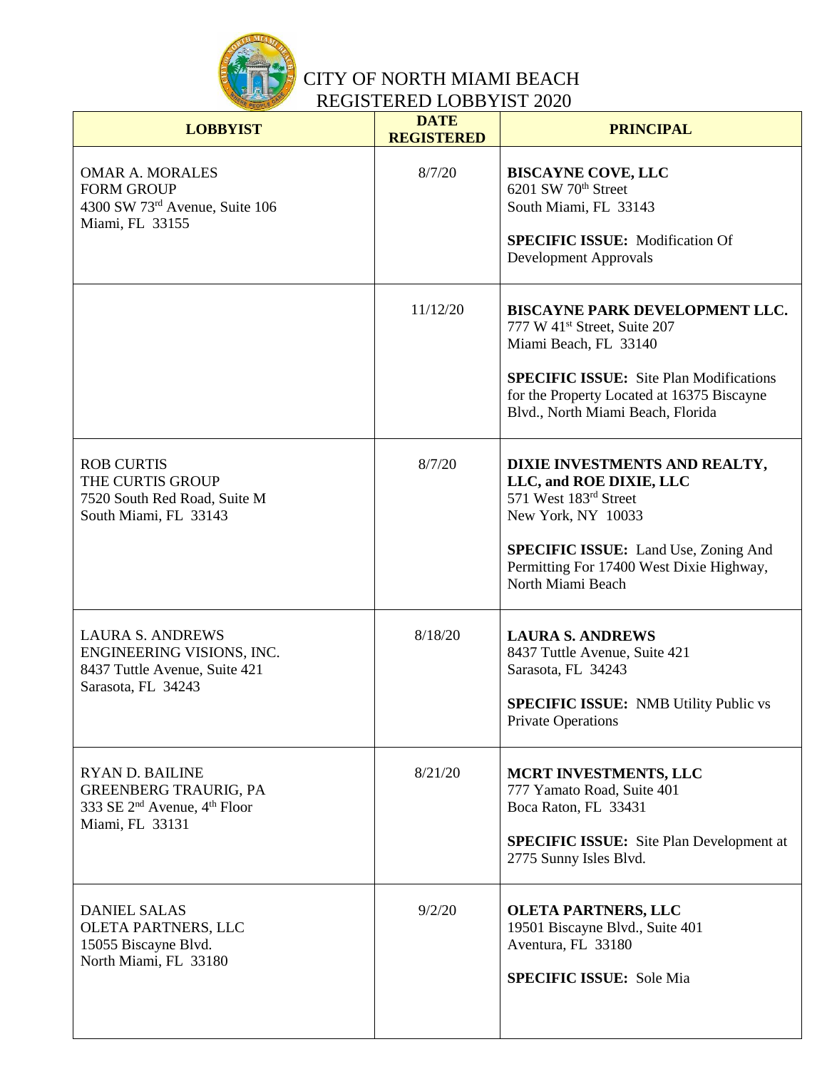# CITY OF NORTH MIAMI BEACH
## REGISTERED LOBBYIST 2020

| LOBBYIST | DATE REGISTERED | PRINCIPAL |
|---|---|---|
| OMAR A. MORALES<br>FORM GROUP<br>4300 SW 73rd Avenue, Suite 106<br>Miami, FL 33155 | 8/7/20 | **BISCAYNE COVE, LLC**<br>6201 SW 70th Street<br>South Miami, FL 33143<br><br>**SPECIFIC ISSUE:** Modification Of Development Approvals |
| | 11/12/20 | **BISCAYNE PARK DEVELOPMENT LLC.**<br>777 W 41st Street, Suite 207<br>Miami Beach, FL 33140<br><br>**SPECIFIC ISSUE:** Site Plan Modifications for the Property Located at 16375 Biscayne Blvd., North Miami Beach, Florida |
| ROB CURTIS<br>THE CURTIS GROUP<br>7520 South Red Road, Suite M<br>South Miami, FL 33143 | 8/7/20 | **DIXIE INVESTMENTS AND REALTY, LLC, and ROE DIXIE, LLC**<br>571 West 183rd Street<br>New York, NY 10033<br><br>**SPECIFIC ISSUE:** Land Use, Zoning And Permitting For 17400 West Dixie Highway, North Miami Beach |
| LAURA S. ANDREWS<br>ENGINEERING VISIONS, INC.<br>8437 Tuttle Avenue, Suite 421<br>Sarasota, FL 34243 | 8/18/20 | **LAURA S. ANDREWS**<br>8437 Tuttle Avenue, Suite 421<br>Sarasota, FL 34243<br><br>**SPECIFIC ISSUE:** NMB Utility Public vs Private Operations |
| RYAN D. BAILINE<br>GREENBERG TRAURIG, PA<br>333 SE 2nd Avenue, 4th Floor<br>Miami, FL 33131 | 8/21/20 | **MCRT INVESTMENTS, LLC**<br>777 Yamato Road, Suite 401<br>Boca Raton, FL 33431<br><br>**SPECIFIC ISSUE:** Site Plan Development at 2775 Sunny Isles Blvd. |
| DANIEL SALAS<br>OLETA PARTNERS, LLC<br>15055 Biscayne Blvd.<br>North Miami, FL 33180 | 9/2/20 | **OLETA PARTNERS, LLC**<br>19501 Biscayne Blvd., Suite 401<br>Aventura, FL 33180<br><br>**SPECIFIC ISSUE:** Sole Mia |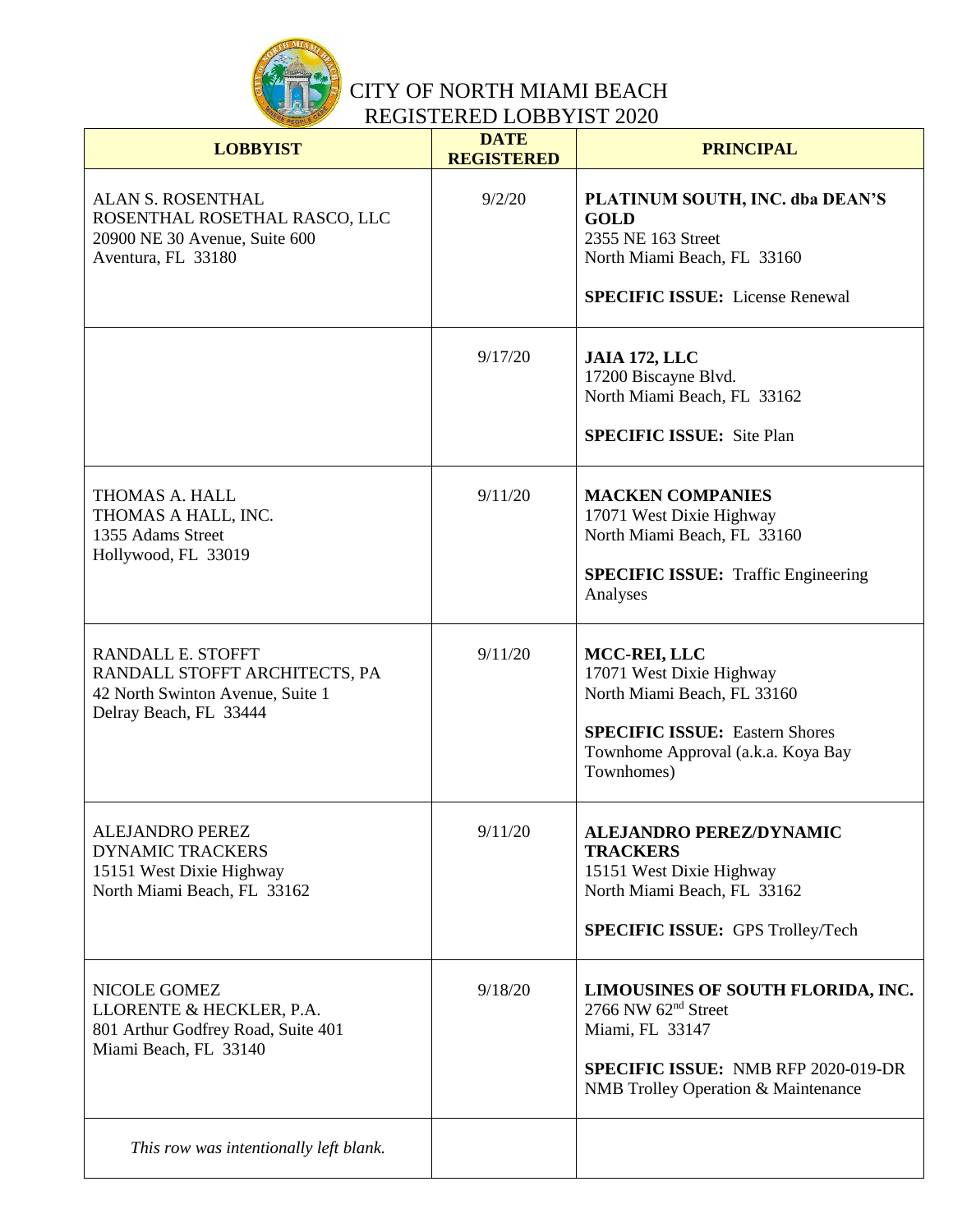# CITY OF NORTH MIAMI BEACH
## REGISTERED LOBBYIST 2020

| LOBBYIST | DATE REGISTERED | PRINCIPAL |
|---|---|---|
| ALAN S. ROSENTHAL<br>ROSENTHAL ROSETHAL RASCO, LLC<br>20900 NE 30 Avenue, Suite 600<br>Aventura, FL 33180 | 9/2/20 | **PLATINUM SOUTH, INC. dba DEAN'S GOLD**<br>2355 NE 163 Street<br>North Miami Beach, FL 33160<br><br>**SPECIFIC ISSUE:** License Renewal |
| | 9/17/20 | **JAIA 172, LLC**<br>17200 Biscayne Blvd.<br>North Miami Beach, FL 33162<br><br>**SPECIFIC ISSUE:** Site Plan |
| THOMAS A. HALL<br>THOMAS A HALL, INC.<br>1355 Adams Street<br>Hollywood, FL 33019 | 9/11/20 | **MACKEN COMPANIES**<br>17071 West Dixie Highway<br>North Miami Beach, FL 33160<br><br>**SPECIFIC ISSUE:** Traffic Engineering Analyses |
| RANDALL E. STOFFT<br>RANDALL STOFFT ARCHITECTS, PA<br>42 North Swinton Avenue, Suite 1<br>Delray Beach, FL 33444 | 9/11/20 | **MCC-REI, LLC**<br>17071 West Dixie Highway<br>North Miami Beach, FL 33160<br><br>**SPECIFIC ISSUE:** Eastern Shores Townhome Approval (a.k.a. Koya Bay Townhomes) |
| ALEJANDRO PEREZ<br>DYNAMIC TRACKERS<br>15151 West Dixie Highway<br>North Miami Beach, FL 33162 | 9/11/20 | **ALEJANDRO PEREZ/DYNAMIC TRACKERS**<br>15151 West Dixie Highway<br>North Miami Beach, FL 33162<br><br>**SPECIFIC ISSUE:** GPS Trolley/Tech |
| NICOLE GOMEZ<br>LLORENTE & HECKLER, P.A.<br>801 Arthur Godfrey Road, Suite 401<br>Miami Beach, FL 33140 | 9/18/20 | **LIMOUSINES OF SOUTH FLORIDA, INC.**<br>2766 NW 62nd Street<br>Miami, FL 33147<br><br>**SPECIFIC ISSUE:** NMB RFP 2020-019-DR NMB Trolley Operation & Maintenance |
| *This row was intentionally left blank.* | | |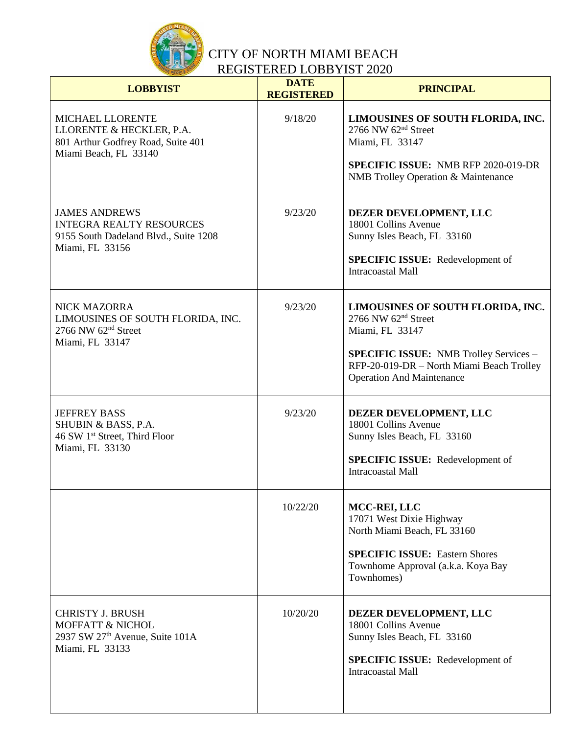# CITY OF NORTH MIAMI BEACH
## REGISTERED LOBBYIST 2020

| LOBBYIST | DATE REGISTERED | PRINCIPAL |
|---|---|---|
| MICHAEL LLORENTE<br>LLORENTE & HECKLER, P.A.<br>801 Arthur Godfrey Road, Suite 401<br>Miami Beach, FL 33140 | 9/18/20 | **LIMOUSINES OF SOUTH FLORIDA, INC.**<br>2766 NW 62nd Street<br>Miami, FL 33147<br><br>**SPECIFIC ISSUE:** NMB RFP 2020-019-DR NMB Trolley Operation & Maintenance |
| JAMES ANDREWS<br>INTEGRA REALTY RESOURCES<br>9155 South Dadeland Blvd., Suite 1208<br>Miami, FL 33156 | 9/23/20 | **DEZER DEVELOPMENT, LLC**<br>18001 Collins Avenue<br>Sunny Isles Beach, FL 33160<br><br>**SPECIFIC ISSUE:** Redevelopment of Intracoastal Mall |
| NICK MAZORRA<br>LIMOUSINES OF SOUTH FLORIDA, INC.<br>2766 NW 62nd Street<br>Miami, FL 33147 | 9/23/20 | **LIMOUSINES OF SOUTH FLORIDA, INC.**<br>2766 NW 62nd Street<br>Miami, FL 33147<br><br>**SPECIFIC ISSUE:** NMB Trolley Services – RFP-20-019-DR – North Miami Beach Trolley Operation And Maintenance |
| JEFFREY BASS<br>SHUBIN & BASS, P.A.<br>46 SW 1st Street, Third Floor<br>Miami, FL 33130 | 9/23/20 | **DEZER DEVELOPMENT, LLC**<br>18001 Collins Avenue<br>Sunny Isles Beach, FL 33160<br><br>**SPECIFIC ISSUE:** Redevelopment of Intracoastal Mall |
| | 10/22/20 | **MCC-REI, LLC**<br>17071 West Dixie Highway<br>North Miami Beach, FL 33160<br><br>**SPECIFIC ISSUE:** Eastern Shores Townhome Approval (a.k.a. Koya Bay Townhomes) |
| CHRISTY J. BRUSH<br>MOFFATT & NICHOL<br>2937 SW 27th Avenue, Suite 101A<br>Miami, FL 33133 | 10/20/20 | **DEZER DEVELOPMENT, LLC**<br>18001 Collins Avenue<br>Sunny Isles Beach, FL 33160<br><br>**SPECIFIC ISSUE:** Redevelopment of Intracoastal Mall |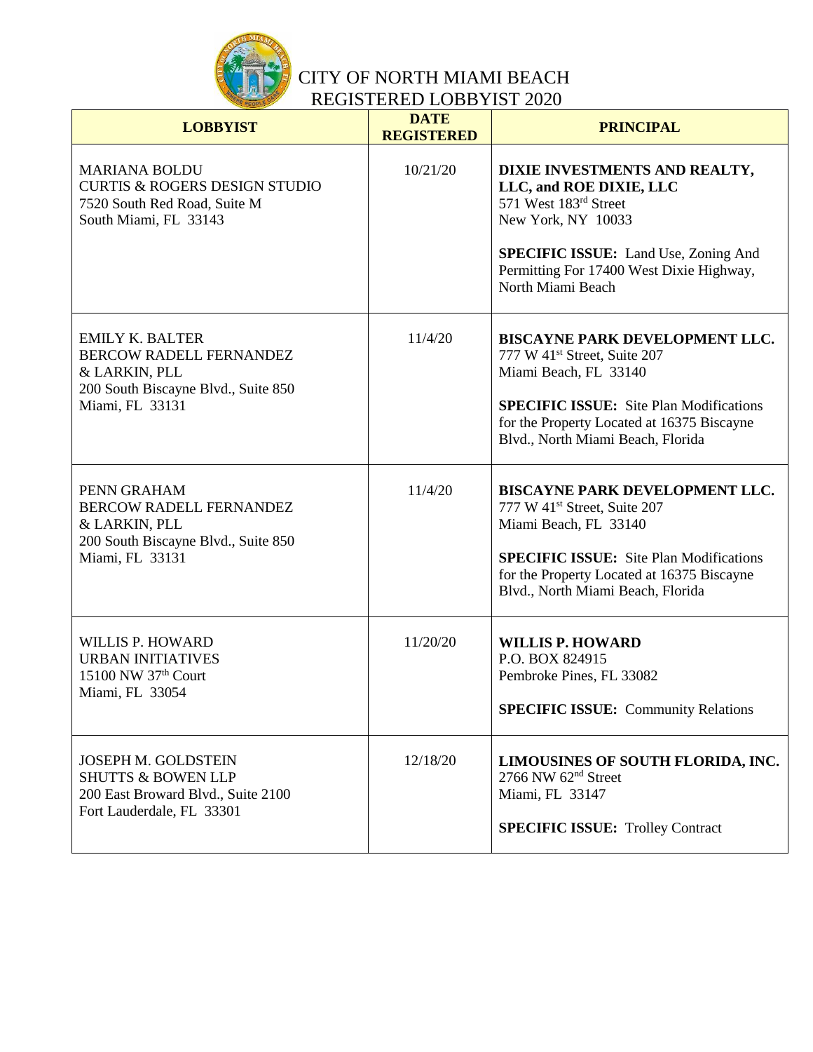CITY OF NORTH MIAMI BEACH
REGISTERED LOBBYIST 2020

| LOBBYIST | DATE REGISTERED | PRINCIPAL |
|---|---|---|
| MARIANA BOLDU<br>CURTIS & ROGERS DESIGN STUDIO<br>7520 South Red Road, Suite M<br>South Miami, FL 33143 | 10/21/20 | **DIXIE INVESTMENTS AND REALTY, LLC, and ROE DIXIE, LLC**<br>571 West 183rd Street<br>New York, NY 10033<br><br>**SPECIFIC ISSUE:** Land Use, Zoning And Permitting For 17400 West Dixie Highway, North Miami Beach |
| EMILY K. BALTER<br>BERCOW RADELL FERNANDEZ & LARKIN, PLL<br>200 South Biscayne Blvd., Suite 850<br>Miami, FL 33131 | 11/4/20 | **BISCAYNE PARK DEVELOPMENT LLC.**<br>777 W 41st Street, Suite 207<br>Miami Beach, FL 33140<br><br>**SPECIFIC ISSUE:** Site Plan Modifications for the Property Located at 16375 Biscayne Blvd., North Miami Beach, Florida |
| PENN GRAHAM<br>BERCOW RADELL FERNANDEZ & LARKIN, PLL<br>200 South Biscayne Blvd., Suite 850<br>Miami, FL 33131 | 11/4/20 | **BISCAYNE PARK DEVELOPMENT LLC.**<br>777 W 41st Street, Suite 207<br>Miami Beach, FL 33140<br><br>**SPECIFIC ISSUE:** Site Plan Modifications for the Property Located at 16375 Biscayne Blvd., North Miami Beach, Florida |
| WILLIS P. HOWARD<br>URBAN INITIATIVES<br>15100 NW 37th Court<br>Miami, FL 33054 | 11/20/20 | **WILLIS P. HOWARD**<br>P.O. BOX 824915<br>Pembroke Pines, FL 33082<br><br>**SPECIFIC ISSUE:** Community Relations |
| JOSEPH M. GOLDSTEIN<br>SHUTTS & BOWEN LLP<br>200 East Broward Blvd., Suite 2100<br>Fort Lauderdale, FL 33301 | 12/18/20 | **LIMOUSINES OF SOUTH FLORIDA, INC.**<br>2766 NW 62nd Street<br>Miami, FL 33147<br><br>**SPECIFIC ISSUE:** Trolley Contract |